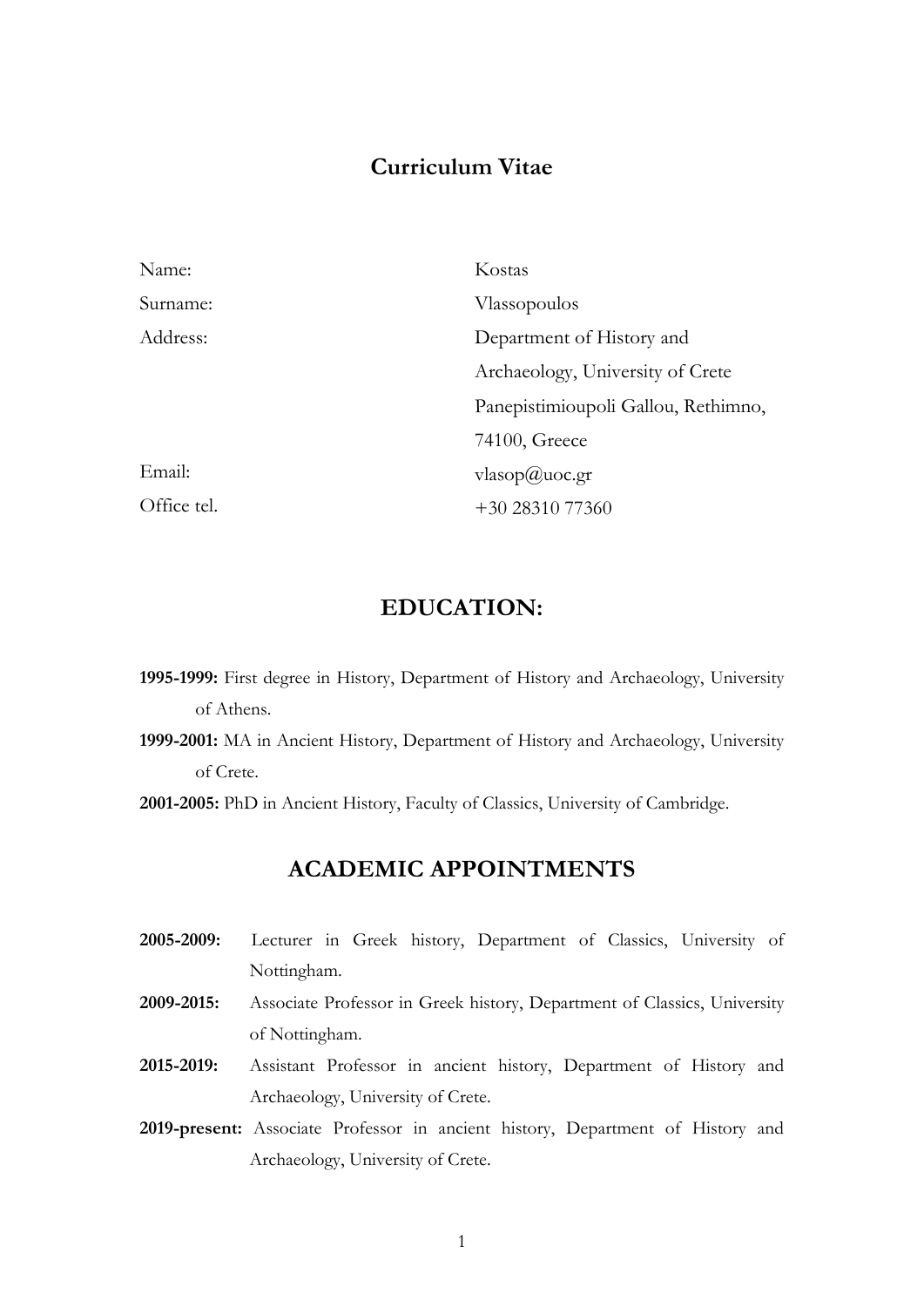# Curriculum Vitae

| | |
|---|---|
| Name: | Kostas |
| Surname: | Vlassopoulos |
| Address: | Department of History and Archaeology, University of Crete Panepistimioupoli Gallou, Rethimno, 74100, Greece |
| Email: | vlasop@uoc.gr |
| Office tel. | +30 28310 77360 |

## EDUCATION:

**1995-1999:** First degree in History, Department of History and Archaeology, University of Athens.

**1999-2001:** MA in Ancient History, Department of History and Archaeology, University of Crete.

**2001-2005:** PhD in Ancient History, Faculty of Classics, University of Cambridge.

## ACADEMIC APPOINTMENTS

**2005-2009:** Lecturer in Greek history, Department of Classics, University of Nottingham.

**2009-2015:** Associate Professor in Greek history, Department of Classics, University of Nottingham.

**2015-2019:** Assistant Professor in ancient history, Department of History and Archaeology, University of Crete.

**2019-present:** Associate Professor in ancient history, Department of History and Archaeology, University of Crete.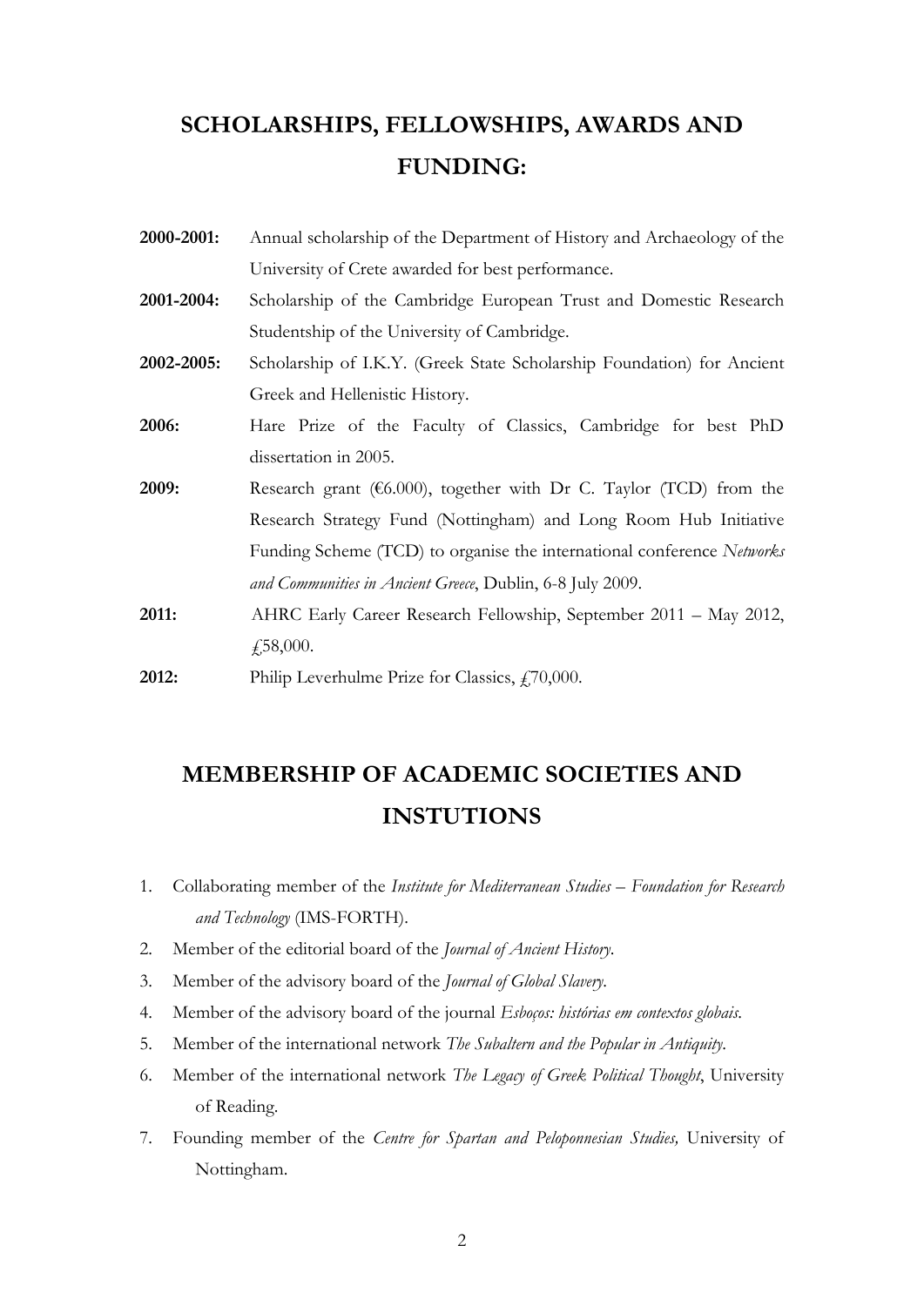## SCHOLARSHIPS, FELLOWSHIPS, AWARDS AND FUNDING:

**2000-2001:** Annual scholarship of the Department of History and Archaeology of the University of Crete awarded for best performance.

**2001-2004:** Scholarship of the Cambridge European Trust and Domestic Research Studentship of the University of Cambridge.

**2002-2005:** Scholarship of I.K.Y. (Greek State Scholarship Foundation) for Ancient Greek and Hellenistic History.

**2006:** Hare Prize of the Faculty of Classics, Cambridge for best PhD dissertation in 2005.

**2009:** Research grant (€6.000), together with Dr C. Taylor (TCD) from the Research Strategy Fund (Nottingham) and Long Room Hub Initiative Funding Scheme (TCD) to organise the international conference *Networks and Communities in Ancient Greece*, Dublin, 6-8 July 2009.

**2011:** AHRC Early Career Research Fellowship, September 2011 – May 2012, £58,000.

**2012:** Philip Leverhulme Prize for Classics, £70,000.

## MEMBERSHIP OF ACADEMIC SOCIETIES AND INSTUTIONS

1. Collaborating member of the *Institute for Mediterranean Studies – Foundation for Research and Technology* (IMS-FORTH).
2. Member of the editorial board of the *Journal of Ancient History*.
3. Member of the advisory board of the *Journal of Global Slavery*.
4. Member of the advisory board of the journal *Esboços: histórias em contextos globais*.
5. Member of the international network *The Subaltern and the Popular in Antiquity*.
6. Member of the international network *The Legacy of Greek Political Thought*, University of Reading.
7. Founding member of the *Centre for Spartan and Peloponnesian Studies,* University of Nottingham.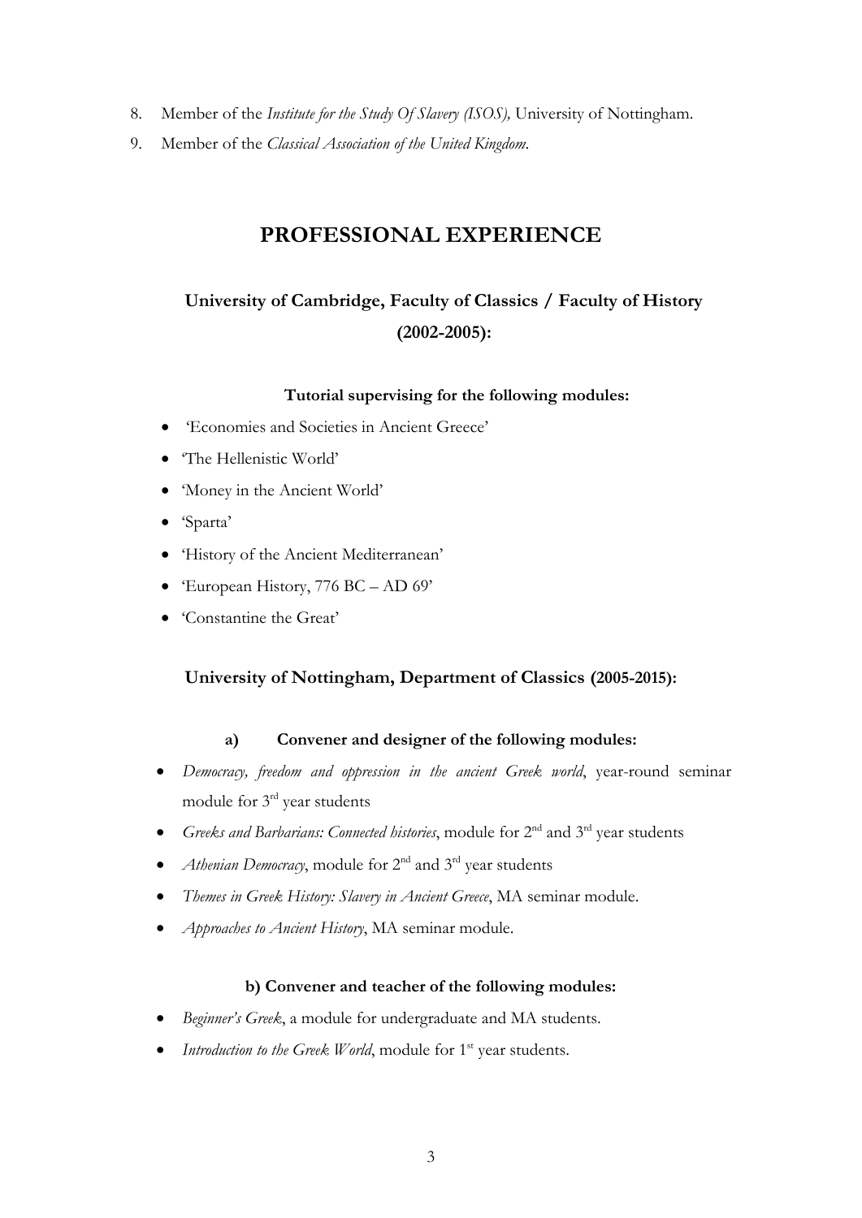8. Member of the *Institute for the Study Of Slavery (ISOS),* University of Nottingham.
9. Member of the *Classical Association of the United Kingdom.*

# PROFESSIONAL EXPERIENCE

## University of Cambridge, Faculty of Classics / Faculty of History (2002-2005):

#### Tutorial supervising for the following modules:

- 'Economies and Societies in Ancient Greece'
- 'The Hellenistic World'
- 'Money in the Ancient World'
- 'Sparta'
- 'History of the Ancient Mediterranean'
- 'European History, 776 BC – AD 69'
- 'Constantine the Great'

## University of Nottingham, Department of Classics (2005-2015):

#### a) Convener and designer of the following modules:

- *Democracy, freedom and oppression in the ancient Greek world*, year-round seminar module for 3rd year students
- *Greeks and Barbarians: Connected histories*, module for 2nd and 3rd year students
- *Athenian Democracy*, module for 2nd and 3rd year students
- *Themes in Greek History: Slavery in Ancient Greece*, MA seminar module.
- *Approaches to Ancient History*, MA seminar module.

#### b) Convener and teacher of the following modules:

- *Beginner's Greek*, a module for undergraduate and MA students.
- *Introduction to the Greek World*, module for 1st year students.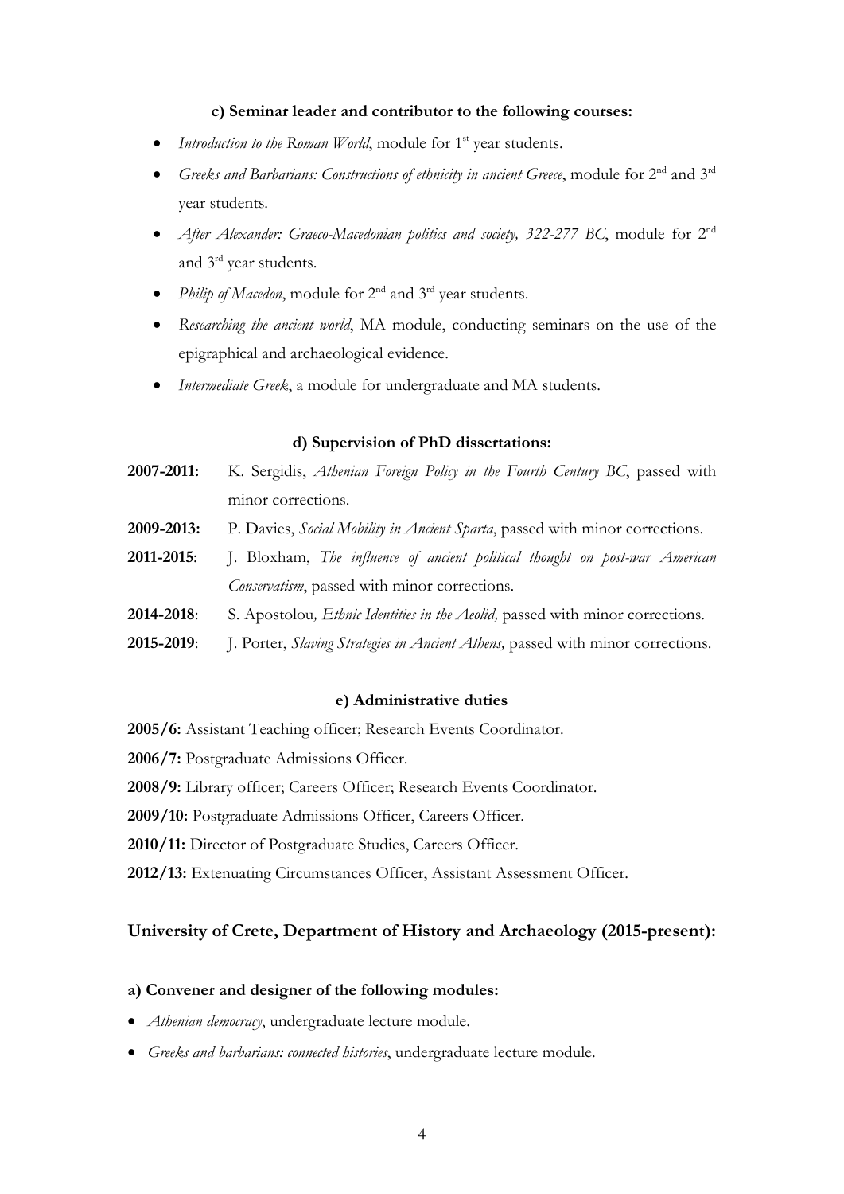#### c) Seminar leader and contributor to the following courses:

- *Introduction to the Roman World*, module for 1st year students.
- *Greeks and Barbarians: Constructions of ethnicity in ancient Greece*, module for 2nd and 3rd year students.
- *After Alexander: Graeco-Macedonian politics and society, 322-277 BC*, module for 2nd and 3rd year students.
- *Philip of Macedon*, module for 2nd and 3rd year students.
- *Researching the ancient world*, MA module, conducting seminars on the use of the epigraphical and archaeological evidence.
- *Intermediate Greek*, a module for undergraduate and MA students.

#### d) Supervision of PhD dissertations:

**2007-2011:** K. Sergidis, *Athenian Foreign Policy in the Fourth Century BC*, passed with minor corrections.

**2009-2013:** P. Davies, *Social Mobility in Ancient Sparta*, passed with minor corrections.

**2011-2015**: J. Bloxham, *The influence of ancient political thought on post-war American Conservatism*, passed with minor corrections.

**2014-2018**: S. Apostolou*, Ethnic Identities in the Aeolid,* passed with minor corrections.

**2015-2019**: J. Porter, *Slaving Strategies in Ancient Athens,* passed with minor corrections.

#### e) Administrative duties

**2005/6:** Assistant Teaching officer; Research Events Coordinator.

**2006/7:** Postgraduate Admissions Officer.

**2008/9:** Library officer; Careers Officer; Research Events Coordinator.

**2009/10:** Postgraduate Admissions Officer, Careers Officer.

**2010/11:** Director of Postgraduate Studies, Careers Officer.

**2012/13:** Extenuating Circumstances Officer, Assistant Assessment Officer.

### University of Crete, Department of History and Archaeology (2015-present):

#### a) Convener and designer of the following modules:

- *Athenian democracy*, undergraduate lecture module.
- *Greeks and barbarians: connected histories*, undergraduate lecture module.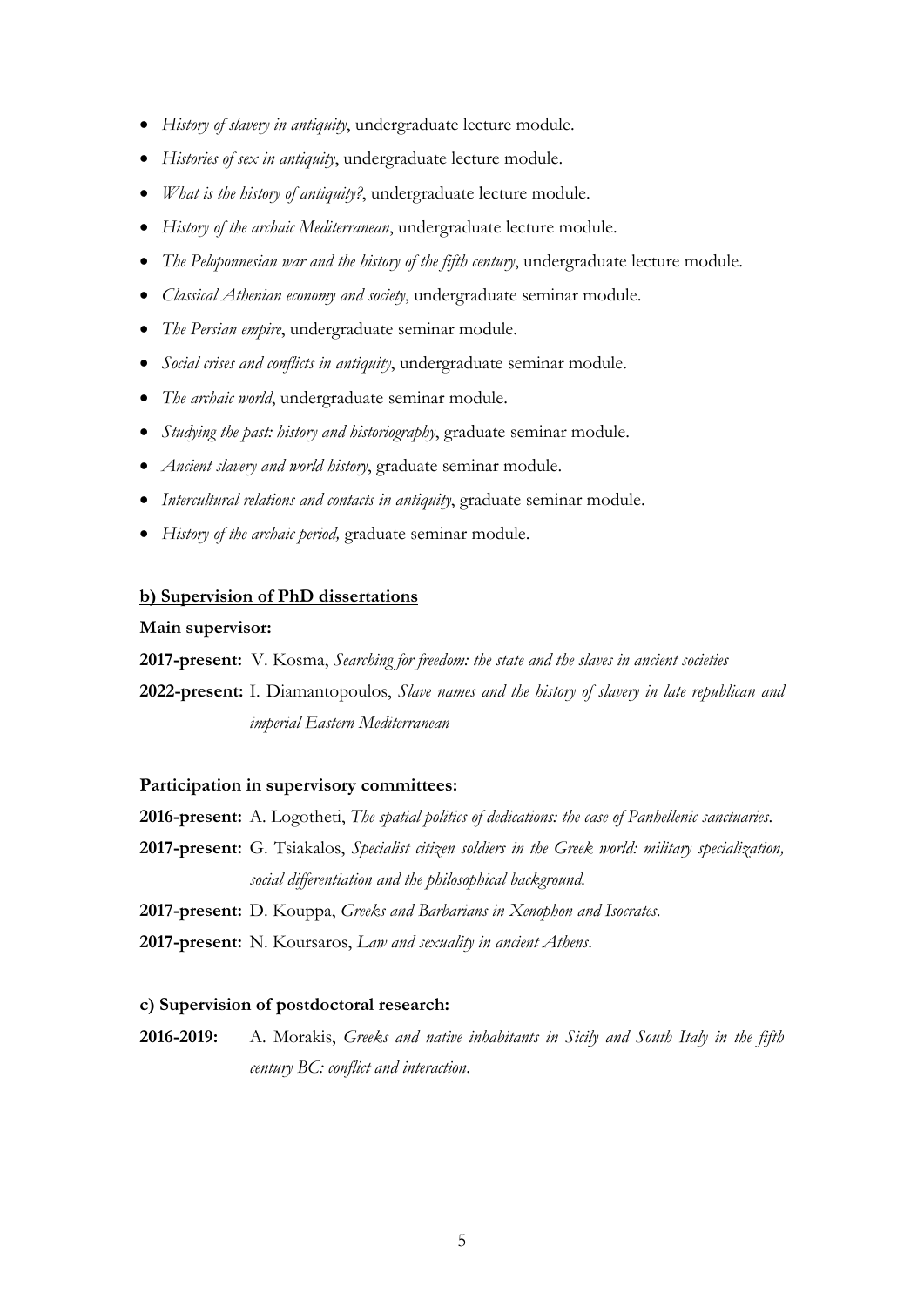- *History of slavery in antiquity*, undergraduate lecture module.
- *Histories of sex in antiquity*, undergraduate lecture module.
- *What is the history of antiquity?*, undergraduate lecture module.
- *History of the archaic Mediterranean*, undergraduate lecture module.
- *The Peloponnesian war and the history of the fifth century*, undergraduate lecture module.
- *Classical Athenian economy and society*, undergraduate seminar module.
- *The Persian empire*, undergraduate seminar module.
- *Social crises and conflicts in antiquity*, undergraduate seminar module.
- *The archaic world*, undergraduate seminar module.
- *Studying the past: history and historiography*, graduate seminar module.
- *Ancient slavery and world history*, graduate seminar module.
- *Intercultural relations and contacts in antiquity*, graduate seminar module.
- *History of the archaic period,* graduate seminar module.

**b) Supervision of PhD dissertations**

**Main supervisor:**

**2017-present:** V. Kosma, *Searching for freedom: the state and the slaves in ancient societies*

**2022-present:** I. Diamantopoulos, *Slave names and the history of slavery in late republican and imperial Eastern Mediterranean*

**Participation in supervisory committees:**

**2016-present:** A. Logotheti, *The spatial politics of dedications: the case of Panhellenic sanctuaries*.

**2017-present:** G. Tsiakalos, *Specialist citizen soldiers in the Greek world: military specialization, social differentiation and the philosophical background.*

**2017-present:** D. Kouppa, *Greeks and Barbarians in Xenophon and Isocrates*.

**2017-present:** N. Koursaros, *Law and sexuality in ancient Athens*.

**c) Supervision of postdoctoral research:**

**2016-2019:** A. Morakis, *Greeks and native inhabitants in Sicily and South Italy in the fifth century BC: conflict and interaction*.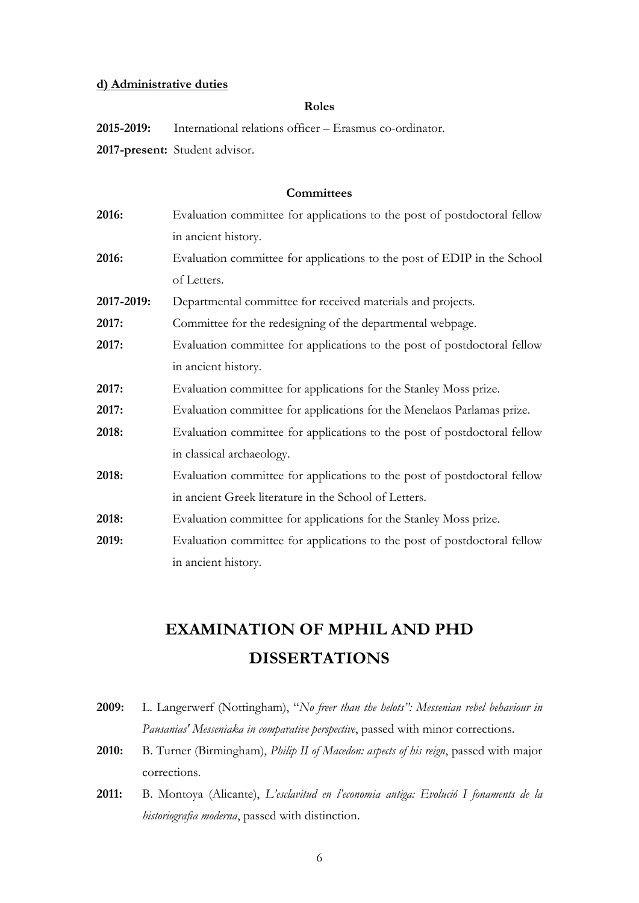**d) Administrative duties**

**Roles**

**2015-2019:** International relations officer – Erasmus co-ordinator.

**2017-present:** Student advisor.

**Committees**

**2016:** Evaluation committee for applications to the post of postdoctoral fellow in ancient history.

**2016:** Evaluation committee for applications to the post of EDIP in the School of Letters.

**2017-2019:** Departmental committee for received materials and projects.

**2017:** Committee for the redesigning of the departmental webpage.

**2017:** Evaluation committee for applications to the post of postdoctoral fellow in ancient history.

**2017:** Evaluation committee for applications for the Stanley Moss prize.

**2017:** Evaluation committee for applications for the Menelaos Parlamas prize.

**2018:** Evaluation committee for applications to the post of postdoctoral fellow in classical archaeology.

**2018:** Evaluation committee for applications to the post of postdoctoral fellow in ancient Greek literature in the School of Letters.

**2018:** Evaluation committee for applications for the Stanley Moss prize.

**2019:** Evaluation committee for applications to the post of postdoctoral fellow in ancient history.

# EXAMINATION OF MPHIL AND PHD DISSERTATIONS

**2009:** L. Langerwerf (Nottingham), "*No freer than the helots": Messenian rebel behaviour in Pausanias' Messeniaka in comparative perspective*, passed with minor corrections.

**2010:** B. Turner (Birmingham), *Philip II of Macedon: aspects of his reign*, passed with major corrections.

**2011:** B. Montoya (Alicante), *L'esclavitud en l'economia antiga: Evolució I fonaments de la historiografia moderna*, passed with distinction.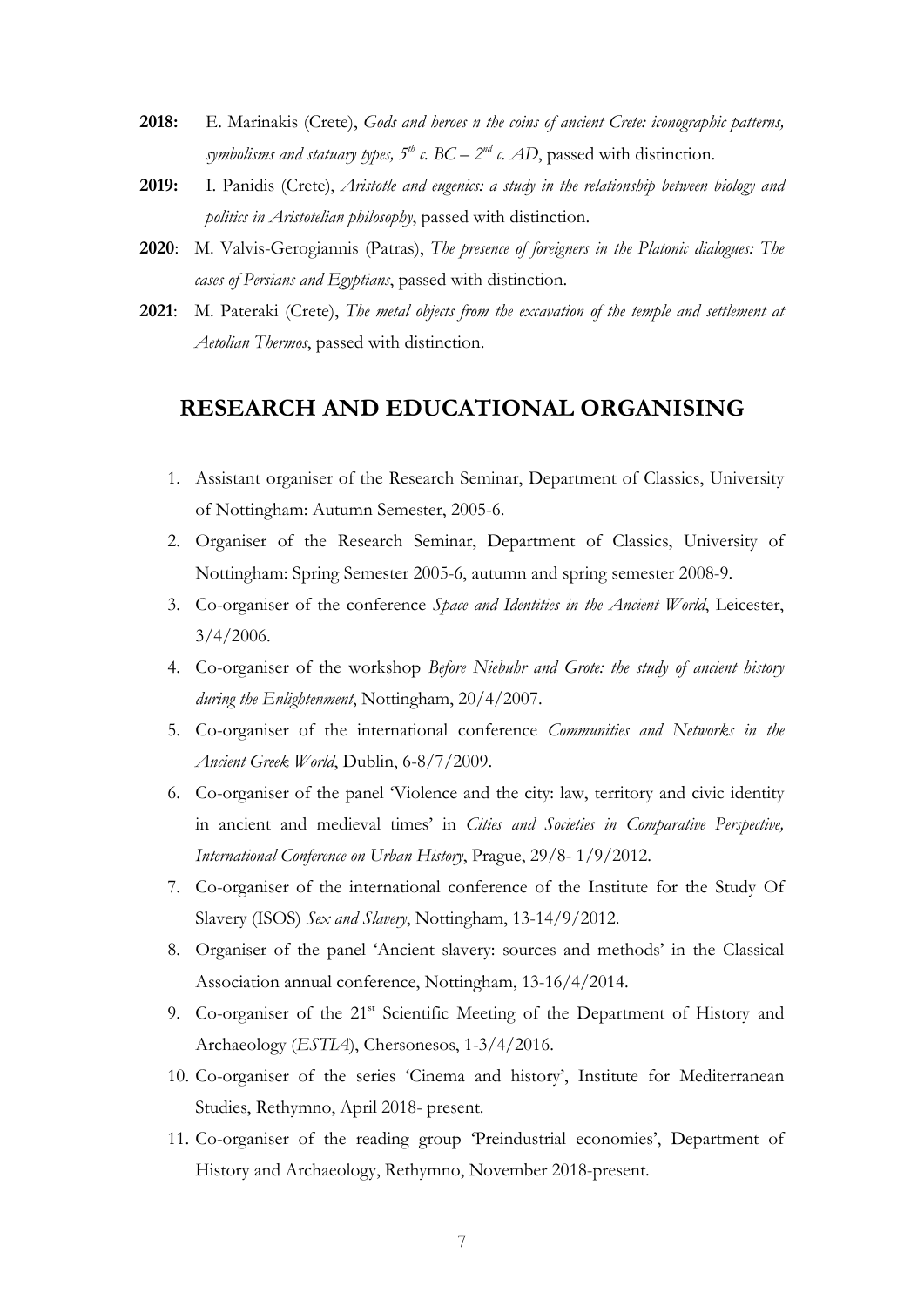**2018:** E. Marinakis (Crete), *Gods and heroes n the coins of ancient Crete: iconographic patterns, symbolisms and statuary types, $5^{th}$ c. BC – $2^{nd}$ c. AD*, passed with distinction.

**2019:** I. Panidis (Crete), *Aristotle and eugenics: a study in the relationship between biology and politics in Aristotelian philosophy*, passed with distinction.

**2020**: M. Valvis-Gerogiannis (Patras), *The presence of foreigners in the Platonic dialogues: The cases of Persians and Egyptians*, passed with distinction.

**2021**: M. Pateraki (Crete), *The metal objects from the excavation of the temple and settlement at Aetolian Thermos*, passed with distinction.

## RESEARCH AND EDUCATIONAL ORGANISING

1. Assistant organiser of the Research Seminar, Department of Classics, University of Nottingham: Autumn Semester, 2005-6.
2. Organiser of the Research Seminar, Department of Classics, University of Nottingham: Spring Semester 2005-6, autumn and spring semester 2008-9.
3. Co-organiser of the conference *Space and Identities in the Ancient World*, Leicester, 3/4/2006.
4. Co-organiser of the workshop *Before Niebuhr and Grote: the study of ancient history during the Enlightenment*, Nottingham, 20/4/2007.
5. Co-organiser of the international conference *Communities and Networks in the Ancient Greek World*, Dublin, 6-8/7/2009.
6. Co-organiser of the panel 'Violence and the city: law, territory and civic identity in ancient and medieval times' in *Cities and Societies in Comparative Perspective, International Conference on Urban History*, Prague, 29/8- 1/9/2012.
7. Co-organiser of the international conference of the Institute for the Study Of Slavery (ISOS) *Sex and Slavery*, Nottingham, 13-14/9/2012.
8. Organiser of the panel 'Ancient slavery: sources and methods' in the Classical Association annual conference, Nottingham, 13-16/4/2014.
9. Co-organiser of the 21st Scientific Meeting of the Department of History and Archaeology (*ESTIA*), Chersonesos, 1-3/4/2016.
10. Co-organiser of the series 'Cinema and history', Institute for Mediterranean Studies, Rethymno, April 2018- present.
11. Co-organiser of the reading group 'Preindustrial economies', Department of History and Archaeology, Rethymno, November 2018-present.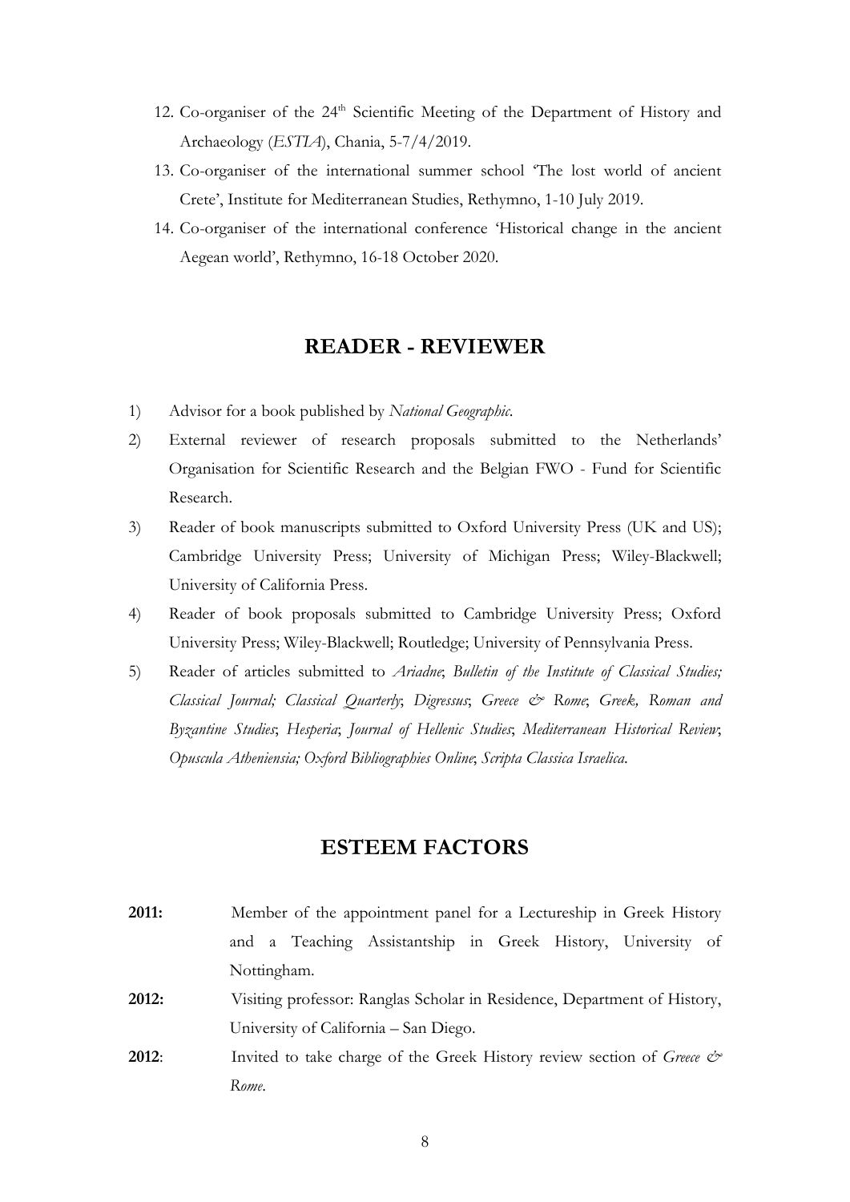12. Co-organiser of the 24th Scientific Meeting of the Department of History and Archaeology (*ESTIA*), Chania, 5-7/4/2019.
13. Co-organiser of the international summer school 'The lost world of ancient Crete', Institute for Mediterranean Studies, Rethymno, 1-10 July 2019.
14. Co-organiser of the international conference 'Historical change in the ancient Aegean world', Rethymno, 16-18 October 2020.

## READER - REVIEWER

1) Advisor for a book published by *National Geographic*.
2) External reviewer of research proposals submitted to the Netherlands' Organisation for Scientific Research and the Belgian FWO - Fund for Scientific Research.
3) Reader of book manuscripts submitted to Oxford University Press (UK and US); Cambridge University Press; University of Michigan Press; Wiley-Blackwell; University of California Press.
4) Reader of book proposals submitted to Cambridge University Press; Oxford University Press; Wiley-Blackwell; Routledge; University of Pennsylvania Press.
5) Reader of articles submitted to *Ariadne*; *Bulletin of the Institute of Classical Studies; Classical Journal; Classical Quarterly*; *Digressus*; *Greece & Rome*; *Greek, Roman and Byzantine Studies*; *Hesperia*; *Journal of Hellenic Studies*; *Mediterranean Historical Review*; *Opuscula Atheniensia; Oxford Bibliographies Online*; *Scripta Classica Israelica*.

## ESTEEM FACTORS

**2011:** Member of the appointment panel for a Lectureship in Greek History and a Teaching Assistantship in Greek History, University of Nottingham.

**2012:** Visiting professor: Ranglas Scholar in Residence, Department of History, University of California – San Diego.

**2012**: Invited to take charge of the Greek History review section of *Greece & Rome*.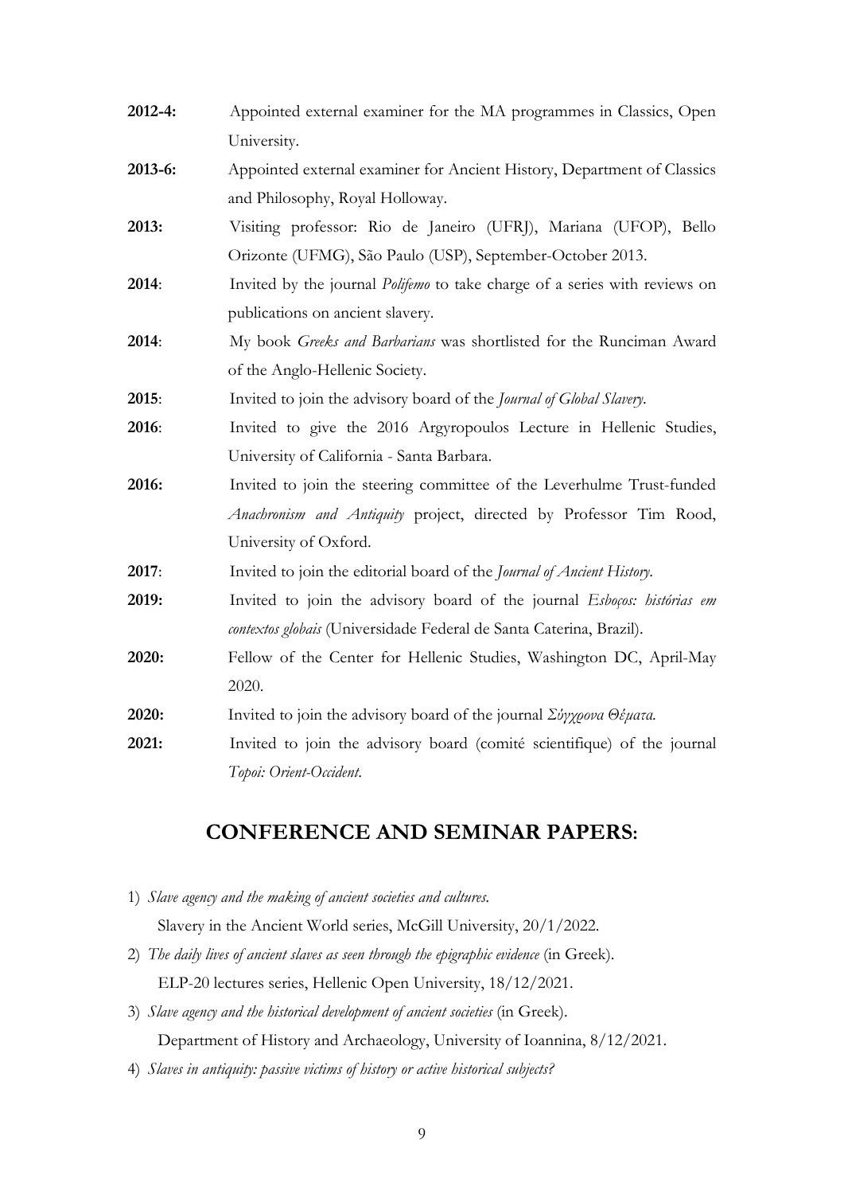**2012-4:** Appointed external examiner for the MA programmes in Classics, Open University.

**2013-6:** Appointed external examiner for Ancient History, Department of Classics and Philosophy, Royal Holloway.

**2013:** Visiting professor: Rio de Janeiro (UFRJ), Mariana (UFOP), Bello Orizonte (UFMG), São Paulo (USP), September-October 2013.

**2014**: Invited by the journal *Polifemo* to take charge of a series with reviews on publications on ancient slavery.

**2014**: My book *Greeks and Barbarians* was shortlisted for the Runciman Award of the Anglo-Hellenic Society.

**2015**: Invited to join the advisory board of the *Journal of Global Slavery*.

**2016**: Invited to give the 2016 Argyropoulos Lecture in Hellenic Studies, University of California - Santa Barbara.

**2016:** Invited to join the steering committee of the Leverhulme Trust-funded *Anachronism and Antiquity* project, directed by Professor Tim Rood, University of Oxford.

**2017**: Invited to join the editorial board of the *Journal of Ancient History*.

**2019:** Invited to join the advisory board of the journal *Esboços: histórias em contextos globais* (Universidade Federal de Santa Caterina, Brazil).

**2020:** Fellow of the Center for Hellenic Studies, Washington DC, April-May 2020.

**2020:** Invited to join the advisory board of the journal *Σύγχρονα Θέματα*.

**2021:** Invited to join the advisory board (comité scientifique) of the journal *Topoi: Orient-Occident*.

## CONFERENCE AND SEMINAR PAPERS:

1) *Slave agency and the making of ancient societies and cultures.*
   Slavery in the Ancient World series, McGill University, 20/1/2022.
2) *The daily lives of ancient slaves as seen through the epigraphic evidence* (in Greek).
   ELP-20 lectures series, Hellenic Open University, 18/12/2021.
3) *Slave agency and the historical development of ancient societies* (in Greek).
   Department of History and Archaeology, University of Ioannina, 8/12/2021.
4) *Slaves in antiquity: passive victims of history or active historical subjects?*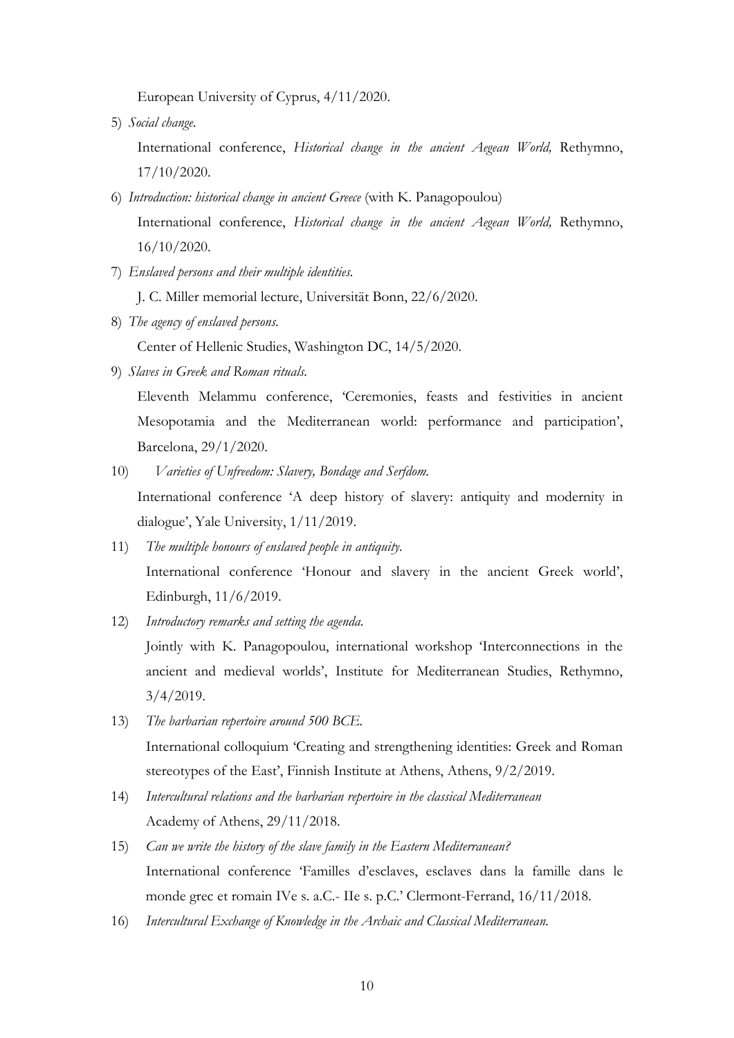European University of Cyprus, 4/11/2020.

5) *Social change.*

   International conference, *Historical change in the ancient Aegean World,* Rethymno, 17/10/2020.

6) *Introduction: historical change in ancient Greece* (with K. Panagopoulou)

   International conference, *Historical change in the ancient Aegean World,* Rethymno, 16/10/2020.

7) *Enslaved persons and their multiple identities.*

   J. C. Miller memorial lecture, Universität Bonn, 22/6/2020.

8) *The agency of enslaved persons.*

   Center of Hellenic Studies, Washington DC, 14/5/2020.

9) *Slaves in Greek and Roman rituals.*

   Eleventh Melammu conference, 'Ceremonies, feasts and festivities in ancient Mesopotamia and the Mediterranean world: performance and participation', Barcelona, 29/1/2020.

10) *Varieties of Unfreedom: Slavery, Bondage and Serfdom.*

    International conference 'A deep history of slavery: antiquity and modernity in dialogue', Yale University, 1/11/2019.

11) *The multiple honours of enslaved people in antiquity.*

    International conference 'Honour and slavery in the ancient Greek world', Edinburgh, 11/6/2019.

12) *Introductory remarks and setting the agenda.*

    Jointly with K. Panagopoulou, international workshop 'Interconnections in the ancient and medieval worlds', Institute for Mediterranean Studies, Rethymno, 3/4/2019.

13) *The barbarian repertoire around 500 BCE.*

    International colloquium 'Creating and strengthening identities: Greek and Roman stereotypes of the East', Finnish Institute at Athens, Athens, 9/2/2019.

14) *Intercultural relations and the barbarian repertoire in the classical Mediterranean*

    Academy of Athens, 29/11/2018.

15) *Can we write the history of the slave family in the Eastern Mediterranean?*

    International conference 'Familles d'esclaves, esclaves dans la famille dans le monde grec et romain IVe s. a.C.- IIe s. p.C.' Clermont-Ferrand, 16/11/2018.

16) *Intercultural Exchange of Knowledge in the Archaic and Classical Mediterranean.*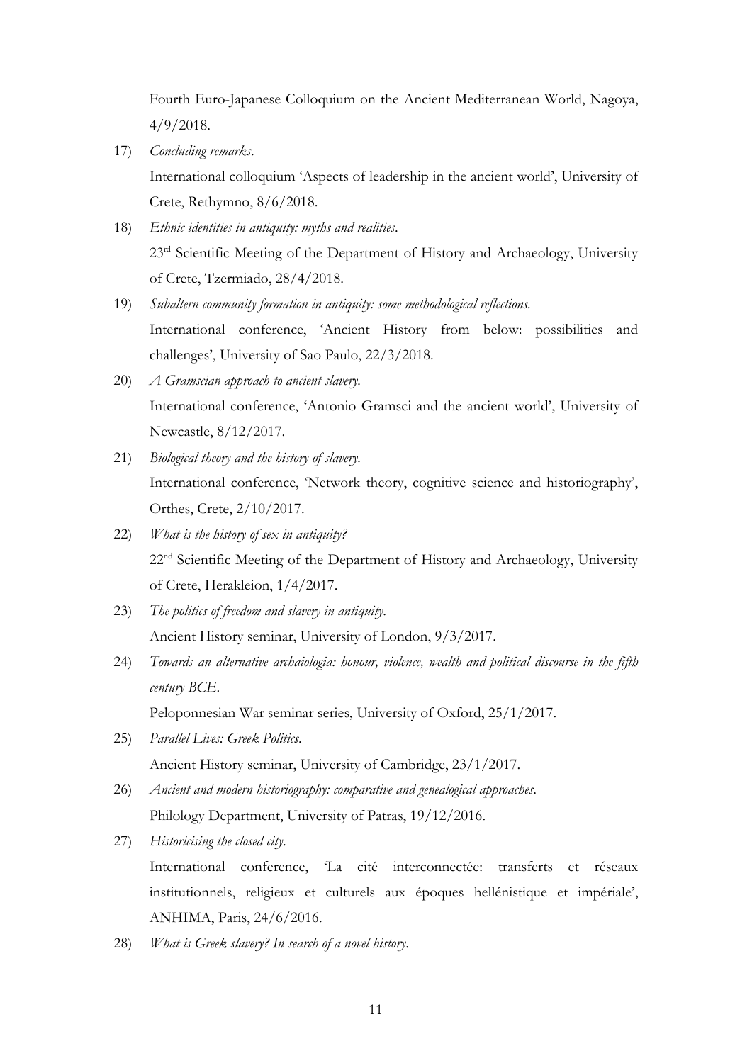Fourth Euro-Japanese Colloquium on the Ancient Mediterranean World, Nagoya, 4/9/2018.

17) *Concluding remarks*.
International colloquium 'Aspects of leadership in the ancient world', University of Crete, Rethymno, 8/6/2018.

18) *Ethnic identities in antiquity: myths and realities*.
23rd Scientific Meeting of the Department of History and Archaeology, University of Crete, Tzermiado, 28/4/2018.

19) *Subaltern community formation in antiquity: some methodological reflections*.
International conference, 'Ancient History from below: possibilities and challenges', University of Sao Paulo, 22/3/2018.

20) *A Gramscian approach to ancient slavery*.
International conference, 'Antonio Gramsci and the ancient world', University of Newcastle, 8/12/2017.

21) *Biological theory and the history of slavery*.
International conference, 'Network theory, cognitive science and historiography', Orthes, Crete, 2/10/2017.

22) *What is the history of sex in antiquity?*
22nd Scientific Meeting of the Department of History and Archaeology, University of Crete, Herakleion, 1/4/2017.

23) *The politics of freedom and slavery in antiquity*.
Ancient History seminar, University of London, 9/3/2017.

24) *Towards an alternative archaiologia: honour, violence, wealth and political discourse in the fifth century BCE*.
Peloponnesian War seminar series, University of Oxford, 25/1/2017.

25) *Parallel Lives: Greek Politics*.
Ancient History seminar, University of Cambridge, 23/1/2017.

26) *Ancient and modern historiography: comparative and genealogical approaches*.
Philology Department, University of Patras, 19/12/2016.

27) *Historicising the closed city*.
International conference, 'La cité interconnectée: transferts et réseaux institutionnels, religieux et culturels aux époques hellénistique et impériale', ANHIMA, Paris, 24/6/2016.

28) *What is Greek slavery? In search of a novel history*.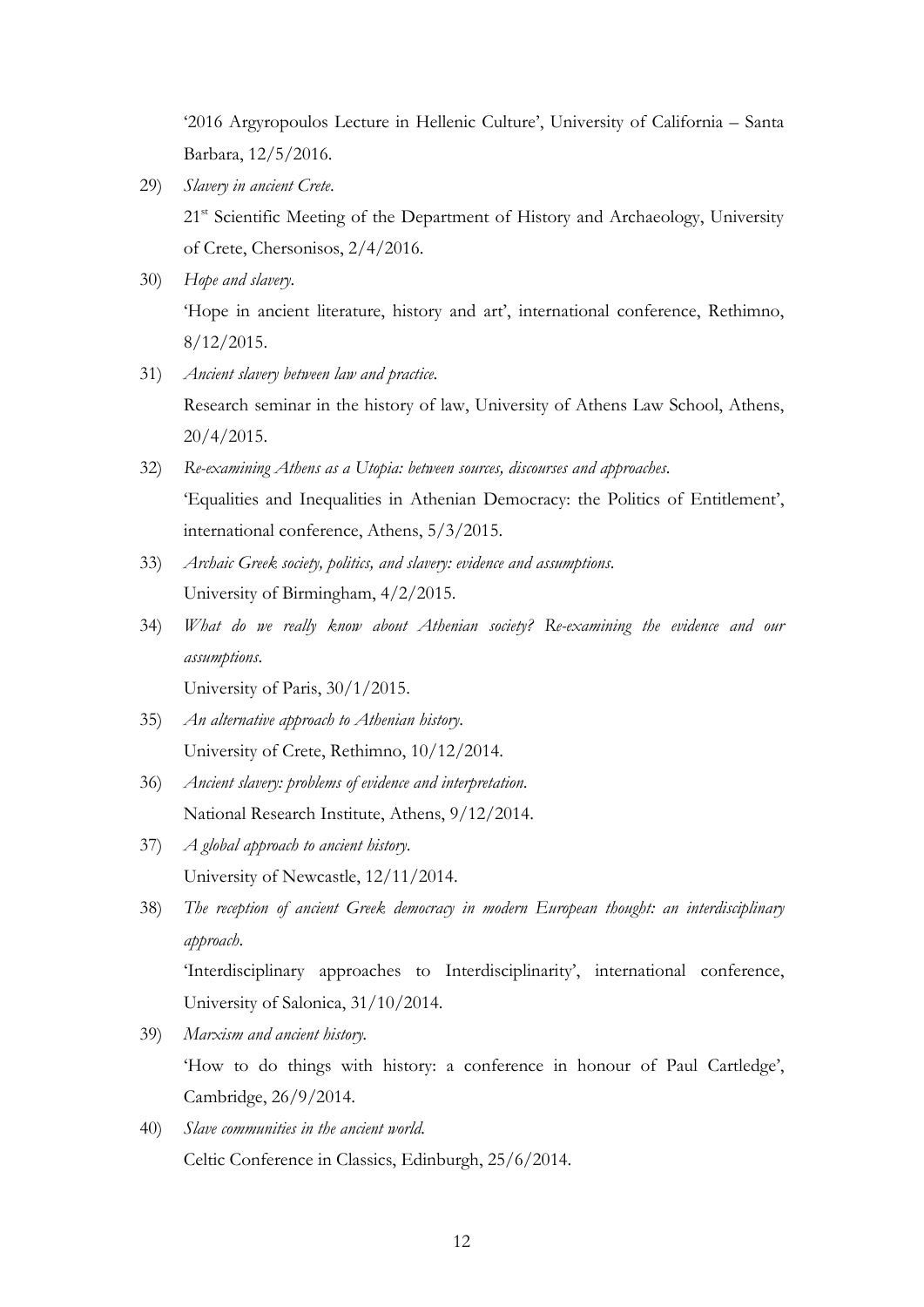'2016 Argyropoulos Lecture in Hellenic Culture', University of California – Santa Barbara, 12/5/2016.

29) *Slavery in ancient Crete.*
    21st Scientific Meeting of the Department of History and Archaeology, University of Crete, Chersonisos, 2/4/2016.

30) *Hope and slavery.*
    'Hope in ancient literature, history and art', international conference, Rethimno, 8/12/2015.

31) *Ancient slavery between law and practice.*
    Research seminar in the history of law, University of Athens Law School, Athens, 20/4/2015.

32) *Re-examining Athens as a Utopia: between sources, discourses and approaches.*
    'Equalities and Inequalities in Athenian Democracy: the Politics of Entitlement', international conference, Athens, 5/3/2015.

33) *Archaic Greek society, politics, and slavery: evidence and assumptions.*
    University of Birmingham, 4/2/2015.

34) *What do we really know about Athenian society? Re-examining the evidence and our assumptions.*
    University of Paris, 30/1/2015.

35) *An alternative approach to Athenian history.*
    University of Crete, Rethimno, 10/12/2014.

36) *Ancient slavery: problems of evidence and interpretation.*
    National Research Institute, Athens, 9/12/2014.

37) *A global approach to ancient history.*
    University of Newcastle, 12/11/2014.

38) *The reception of ancient Greek democracy in modern European thought: an interdisciplinary approach.*
    'Interdisciplinary approaches to Interdisciplinarity', international conference, University of Salonica, 31/10/2014.

39) *Marxism and ancient history.*
    'How to do things with history: a conference in honour of Paul Cartledge', Cambridge, 26/9/2014.

40) *Slave communities in the ancient world.*
    Celtic Conference in Classics, Edinburgh, 25/6/2014.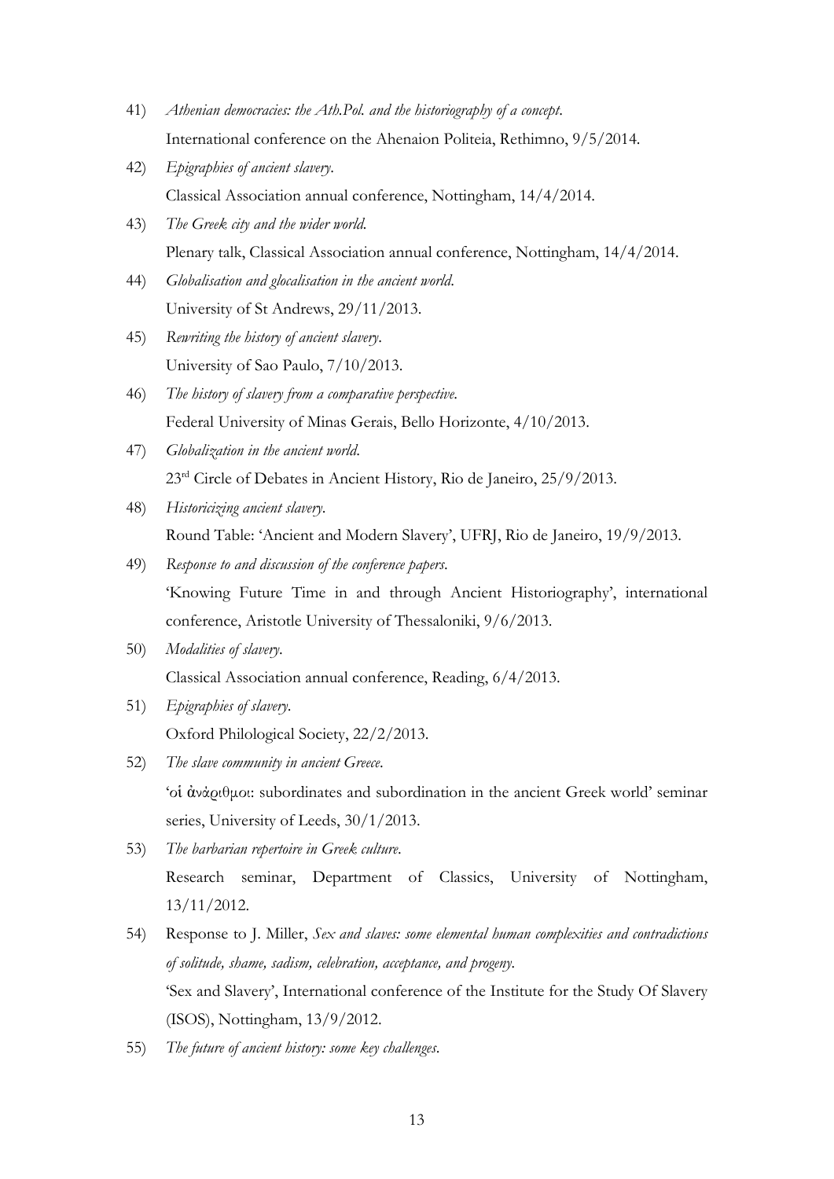41) *Athenian democracies: the Ath.Pol. and the historiography of a concept*.
International conference on the Ahenaion Politeia, Rethimno, 9/5/2014.

42) *Epigraphies of ancient slavery*.
Classical Association annual conference, Nottingham, 14/4/2014.

43) *The Greek city and the wider world*.
Plenary talk, Classical Association annual conference, Nottingham, 14/4/2014.

44) *Globalisation and glocalisation in the ancient world*.
University of St Andrews, 29/11/2013.

45) *Rewriting the history of ancient slavery*.
University of Sao Paulo, 7/10/2013.

46) *The history of slavery from a comparative perspective*.
Federal University of Minas Gerais, Bello Horizonte, 4/10/2013.

47) *Globalization in the ancient world*.
23rd Circle of Debates in Ancient History, Rio de Janeiro, 25/9/2013.

48) *Historicizing ancient slavery*.
Round Table: 'Ancient and Modern Slavery', UFRJ, Rio de Janeiro, 19/9/2013.

49) *Response to and discussion of the conference papers*.
'Knowing Future Time in and through Ancient Historiography', international conference, Aristotle University of Thessaloniki, 9/6/2013.

50) *Modalities of slavery*.
Classical Association annual conference, Reading, 6/4/2013.

51) *Epigraphies of slavery*.
Oxford Philological Society, 22/2/2013.

52) *The slave community in ancient Greece*.
'οἱ ἀνάριθμοι: subordinates and subordination in the ancient Greek world' seminar series, University of Leeds, 30/1/2013.

53) *The barbarian repertoire in Greek culture*.
Research seminar, Department of Classics, University of Nottingham, 13/11/2012.

54) Response to J. Miller, *Sex and slaves: some elemental human complexities and contradictions of solitude, shame, sadism, celebration, acceptance, and progeny*.
'Sex and Slavery', International conference of the Institute for the Study Of Slavery (ISOS), Nottingham, 13/9/2012.

55) *The future of ancient history: some key challenges*.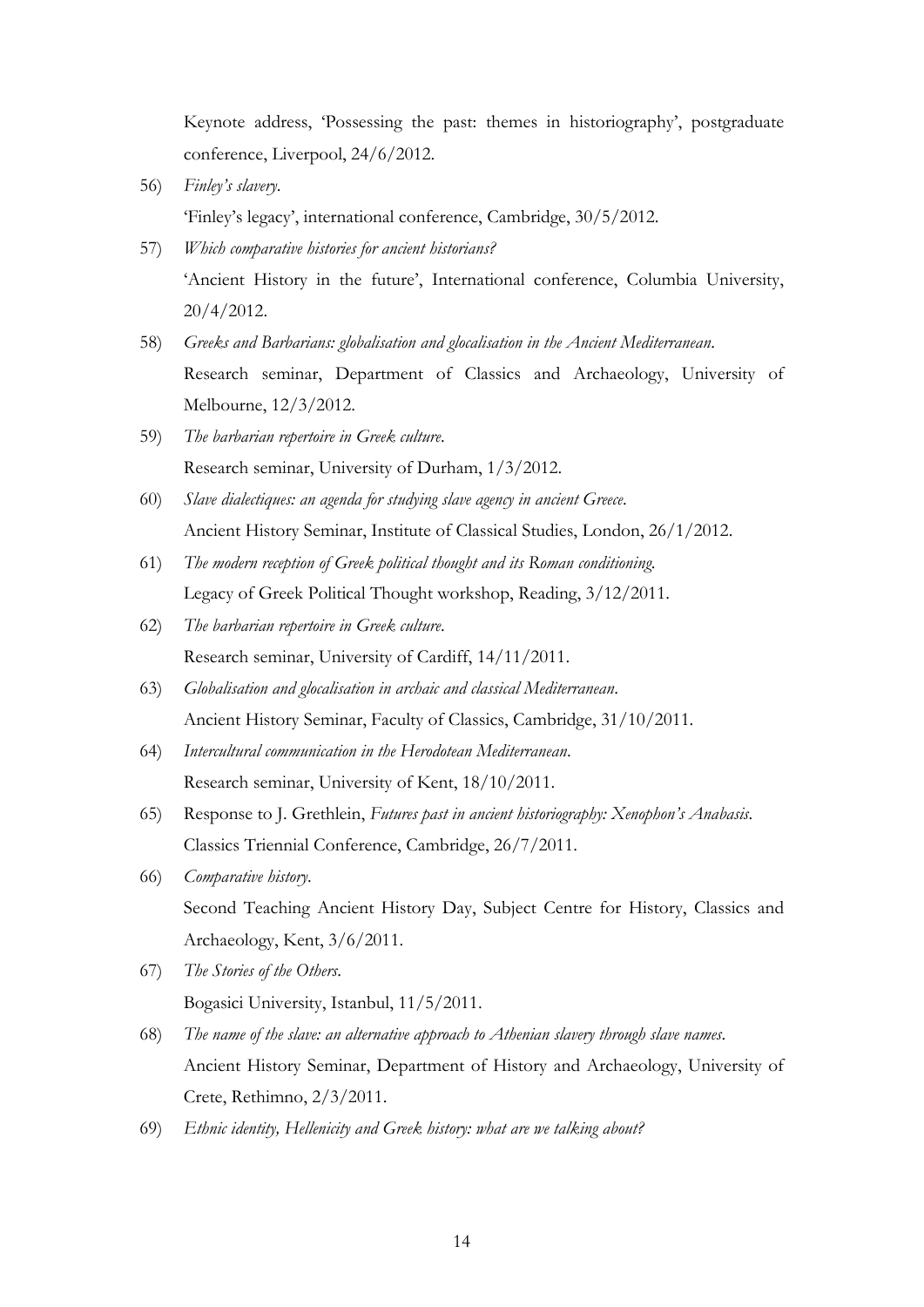Keynote address, 'Possessing the past: themes in historiography', postgraduate conference, Liverpool, 24/6/2012.

56) *Finley's slavery*.
'Finley's legacy', international conference, Cambridge, 30/5/2012.

57) *Which comparative histories for ancient historians?*
'Ancient History in the future', International conference, Columbia University, 20/4/2012.

58) *Greeks and Barbarians: globalisation and glocalisation in the Ancient Mediterranean*.
Research seminar, Department of Classics and Archaeology, University of Melbourne, 12/3/2012.

59) *The barbarian repertoire in Greek culture*.
Research seminar, University of Durham, 1/3/2012.

60) *Slave dialectiques: an agenda for studying slave agency in ancient Greece*.
Ancient History Seminar, Institute of Classical Studies, London, 26/1/2012.

61) *The modern reception of Greek political thought and its Roman conditioning*.
Legacy of Greek Political Thought workshop, Reading, 3/12/2011.

62) *The barbarian repertoire in Greek culture*.
Research seminar, University of Cardiff, 14/11/2011.

63) *Globalisation and glocalisation in archaic and classical Mediterranean*.
Ancient History Seminar, Faculty of Classics, Cambridge, 31/10/2011.

64) *Intercultural communication in the Herodotean Mediterranean*.
Research seminar, University of Kent, 18/10/2011.

65) Response to J. Grethlein, *Futures past in ancient historiography: Xenophon's Anabasis*.
Classics Triennial Conference, Cambridge, 26/7/2011.

66) *Comparative history*.
Second Teaching Ancient History Day, Subject Centre for History, Classics and Archaeology, Kent, 3/6/2011.

67) *The Stories of the Others*.
Bogasici University, Istanbul, 11/5/2011.

68) *The name of the slave: an alternative approach to Athenian slavery through slave names*.
Ancient History Seminar, Department of History and Archaeology, University of Crete, Rethimno, 2/3/2011.

69) *Ethnic identity, Hellenicity and Greek history: what are we talking about?*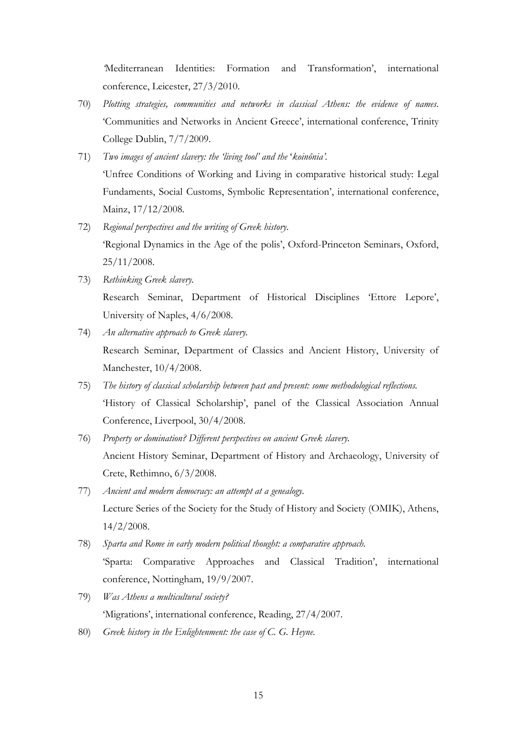'Mediterranean Identities: Formation and Transformation', international conference, Leicester, 27/3/2010.

70) *Plotting strategies, communities and networks in classical Athens: the evidence of names.* 'Communities and Networks in Ancient Greece', international conference, Trinity College Dublin, 7/7/2009.

71) *Two images of ancient slavery: the 'living tool' and the 'koinônia'.* 'Unfree Conditions of Working and Living in comparative historical study: Legal Fundaments, Social Customs, Symbolic Representation', international conference, Mainz, 17/12/2008.

72) *Regional perspectives and the writing of Greek history.* 'Regional Dynamics in the Age of the polis', Oxford-Princeton Seminars, Oxford, 25/11/2008.

73) *Rethinking Greek slavery.* Research Seminar, Department of Historical Disciplines 'Ettore Lepore', University of Naples, 4/6/2008.

74) *An alternative approach to Greek slavery.* Research Seminar, Department of Classics and Ancient History, University of Manchester, 10/4/2008.

75) *The history of classical scholarship between past and present: some methodological reflections.* 'History of Classical Scholarship', panel of the Classical Association Annual Conference, Liverpool, 30/4/2008.

76) *Property or domination? Different perspectives on ancient Greek slavery.* Ancient History Seminar, Department of History and Archaeology, University of Crete, Rethimno, 6/3/2008.

77) *Ancient and modern democracy: an attempt at a genealogy.* Lecture Series of the Society for the Study of History and Society (OMIK), Athens, 14/2/2008.

78) *Sparta and Rome in early modern political thought: a comparative approach.* 'Sparta: Comparative Approaches and Classical Tradition', international conference, Nottingham, 19/9/2007.

79) *Was Athens a multicultural society?* 'Migrations', international conference, Reading, 27/4/2007.

80) *Greek history in the Enlightenment: the case of C. G. Heyne.*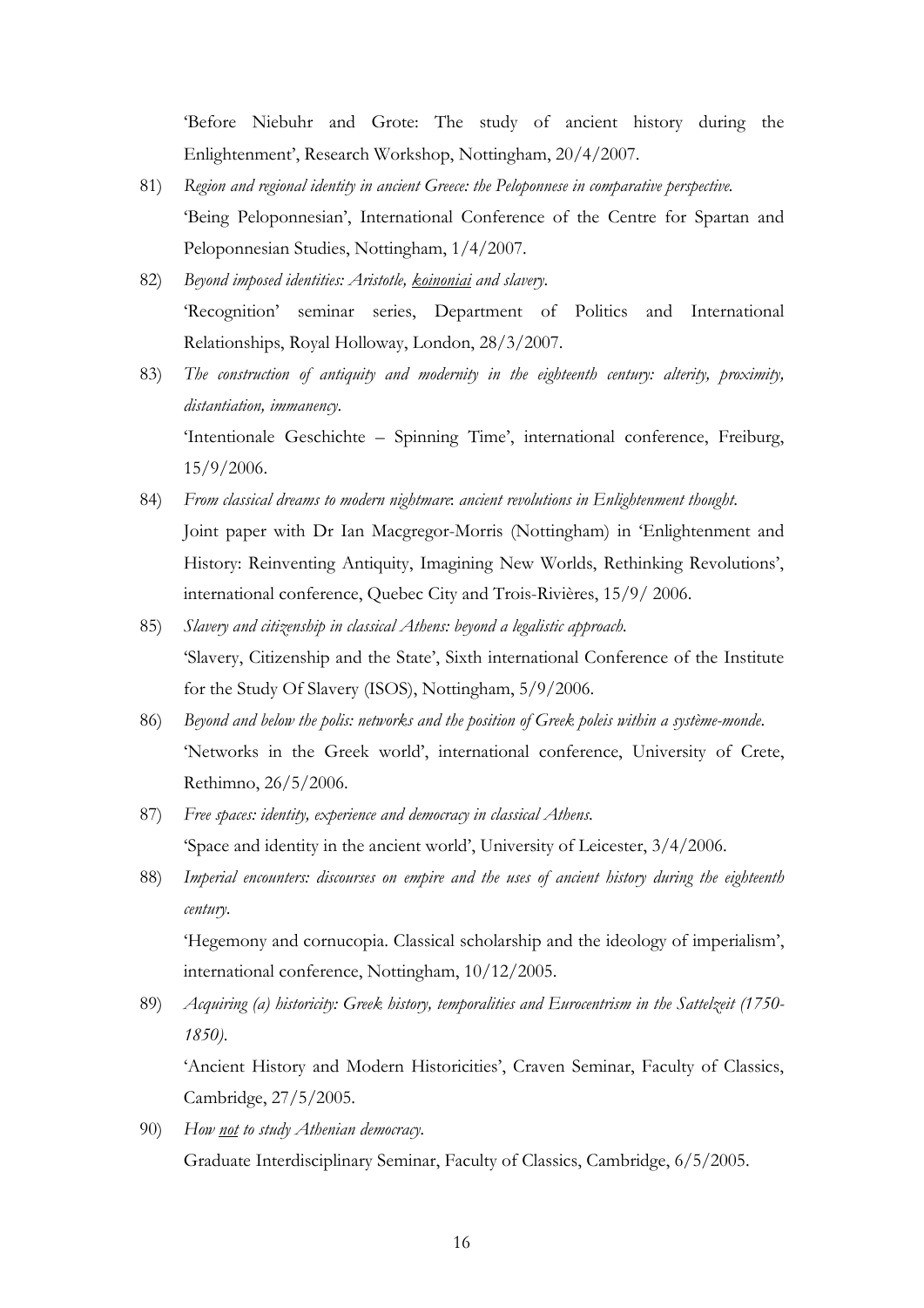'Before Niebuhr and Grote: The study of ancient history during the Enlightenment', Research Workshop, Nottingham, 20/4/2007.

81) *Region and regional identity in ancient Greece: the Peloponnese in comparative perspective.*
'Being Peloponnesian', International Conference of the Centre for Spartan and Peloponnesian Studies, Nottingham, 1/4/2007.

82) *Beyond imposed identities: Aristotle, <u>koinoniai</u> and slavery.*
'Recognition' seminar series, Department of Politics and International Relationships, Royal Holloway, London, 28/3/2007.

83) *The construction of antiquity and modernity in the eighteenth century: alterity, proximity, distantiation, immanency.*
'Intentionale Geschichte – Spinning Time', international conference, Freiburg, 15/9/2006.

84) *From classical dreams to modern nightmare: ancient revolutions in Enlightenment thought.*
Joint paper with Dr Ian Macgregor-Morris (Nottingham) in 'Enlightenment and History: Reinventing Antiquity, Imagining New Worlds, Rethinking Revolutions', international conference, Quebec City and Trois-Rivières, 15/9/ 2006.

85) *Slavery and citizenship in classical Athens: beyond a legalistic approach.*
'Slavery, Citizenship and the State', Sixth international Conference of the Institute for the Study Of Slavery (ISOS), Nottingham, 5/9/2006.

86) *Beyond and below the polis: networks and the position of Greek poleis within a système-monde.*
'Networks in the Greek world', international conference, University of Crete, Rethimno, 26/5/2006.

87) *Free spaces: identity, experience and democracy in classical Athens.*
'Space and identity in the ancient world', University of Leicester, 3/4/2006.

88) *Imperial encounters: discourses on empire and the uses of ancient history during the eighteenth century.*
'Hegemony and cornucopia. Classical scholarship and the ideology of imperialism', international conference, Nottingham, 10/12/2005.

89) *Acquiring (a) historicity: Greek history, temporalities and Eurocentrism in the Sattelzeit (1750-1850).*
'Ancient History and Modern Historicities', Craven Seminar, Faculty of Classics, Cambridge, 27/5/2005.

90) *How <u>not</u> to study Athenian democracy.*
Graduate Interdisciplinary Seminar, Faculty of Classics, Cambridge, 6/5/2005.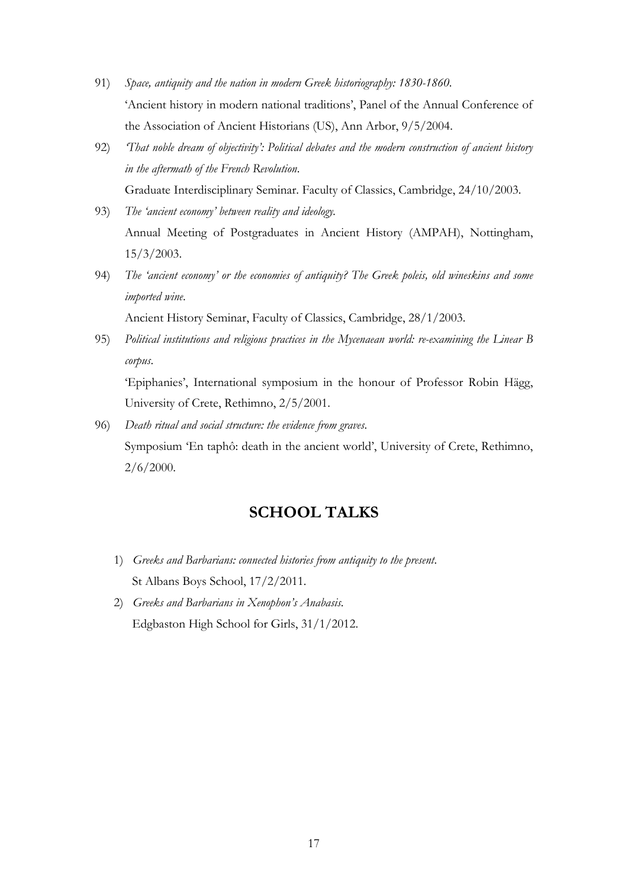91) *Space, antiquity and the nation in modern Greek historiography: 1830-1860.*
'Ancient history in modern national traditions', Panel of the Annual Conference of the Association of Ancient Historians (US), Ann Arbor, 9/5/2004.

92) *'That noble dream of objectivity': Political debates and the modern construction of ancient history in the aftermath of the French Revolution.*
Graduate Interdisciplinary Seminar. Faculty of Classics, Cambridge, 24/10/2003.

93) *The 'ancient economy' between reality and ideology.*
Annual Meeting of Postgraduates in Ancient History (AMPAH), Nottingham, 15/3/2003.

94) *The 'ancient economy' or the economies of antiquity? The Greek poleis, old wineskins and some imported wine.*
Ancient History Seminar, Faculty of Classics, Cambridge, 28/1/2003.

95) *Political institutions and religious practices in the Mycenaean world: re-examining the Linear B corpus.*
'Epiphanies', International symposium in the honour of Professor Robin Hägg, University of Crete, Rethimno, 2/5/2001.

96) *Death ritual and social structure: the evidence from graves.*
Symposium 'En taphô: death in the ancient world', University of Crete, Rethimno, 2/6/2000.

## SCHOOL TALKS

1) *Greeks and Barbarians: connected histories from antiquity to the present.*
St Albans Boys School, 17/2/2011.

2) *Greeks and Barbarians in Xenophon's Anabasis.*
Edgbaston High School for Girls, 31/1/2012.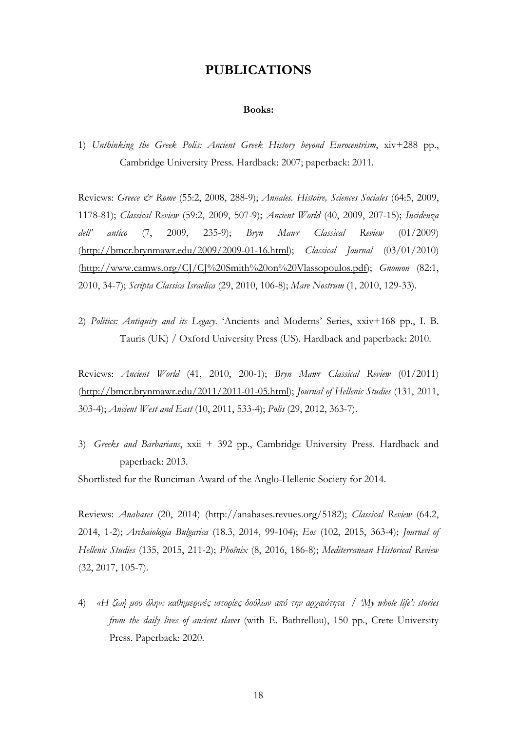# PUBLICATIONS

**Books:**

1) *Unthinking the Greek Polis: Ancient Greek History beyond Eurocentrism*, xiv+288 pp., Cambridge University Press. Hardback: 2007; paperback: 2011.

Reviews: *Greece & Rome* (55:2, 2008, 288-9); *Annales. Histoire, Sciences Sociales* (64:5, 2009, 1178-81); *Classical Review* (59:2, 2009, 507-9); *Ancient World* (40, 2009, 207-15); *Incidenza dell' antico* (7, 2009, 235-9); *Bryn Mawr Classical Review* (01/2009) (http://bmcr.brynmawr.edu/2009/2009-01-16.html); *Classical Journal* (03/01/2010) (http://www.camws.org/CJ/CJ%20Smith%20on%20Vlassopoulos.pdf); *Gnomon* (82:1, 2010, 34-7); *Scripta Classica Israelica* (29, 2010, 106-8); *Mare Nostrum* (1, 2010, 129-33).

2) *Politics: Antiquity and its Legacy*. 'Ancients and Moderns' Series, xxiv+168 pp., I. B. Tauris (UK) / Oxford University Press (US). Hardback and paperback: 2010.

Reviews: *Ancient World* (41, 2010, 200-1); *Bryn Mawr Classical Review* (01/2011) (http://bmcr.brynmawr.edu/2011/2011-01-05.html); *Journal of Hellenic Studies* (131, 2011, 303-4); *Ancient West and East* (10, 2011, 533-4); *Polis* (29, 2012, 363-7).

3) *Greeks and Barbarians*, xxii + 392 pp., Cambridge University Press. Hardback and paperback: 2013.

Shortlisted for the Runciman Award of the Anglo-Hellenic Society for 2014.

Reviews: *Anabases* (20, 2014) (http://anabases.revues.org/5182); *Classical Review* (64.2, 2014, 1-2); *Archaiologia Bulgarica* (18.3, 2014, 99-104); *Eos* (102, 2015, 363-4); *Journal of Hellenic Studies* (135, 2015, 211-2); *Phoînix* (8, 2016, 186-8); *Mediterranean Historical Review* (32, 2017, 105-7).

4) *«Η ζωή μου όλη»: καθημερινές ιστορίες δούλων από την αρχαιότητα / 'My whole life': stories from the daily lives of ancient slaves* (with E. Bathrellou), 150 pp., Crete University Press. Paperback: 2020.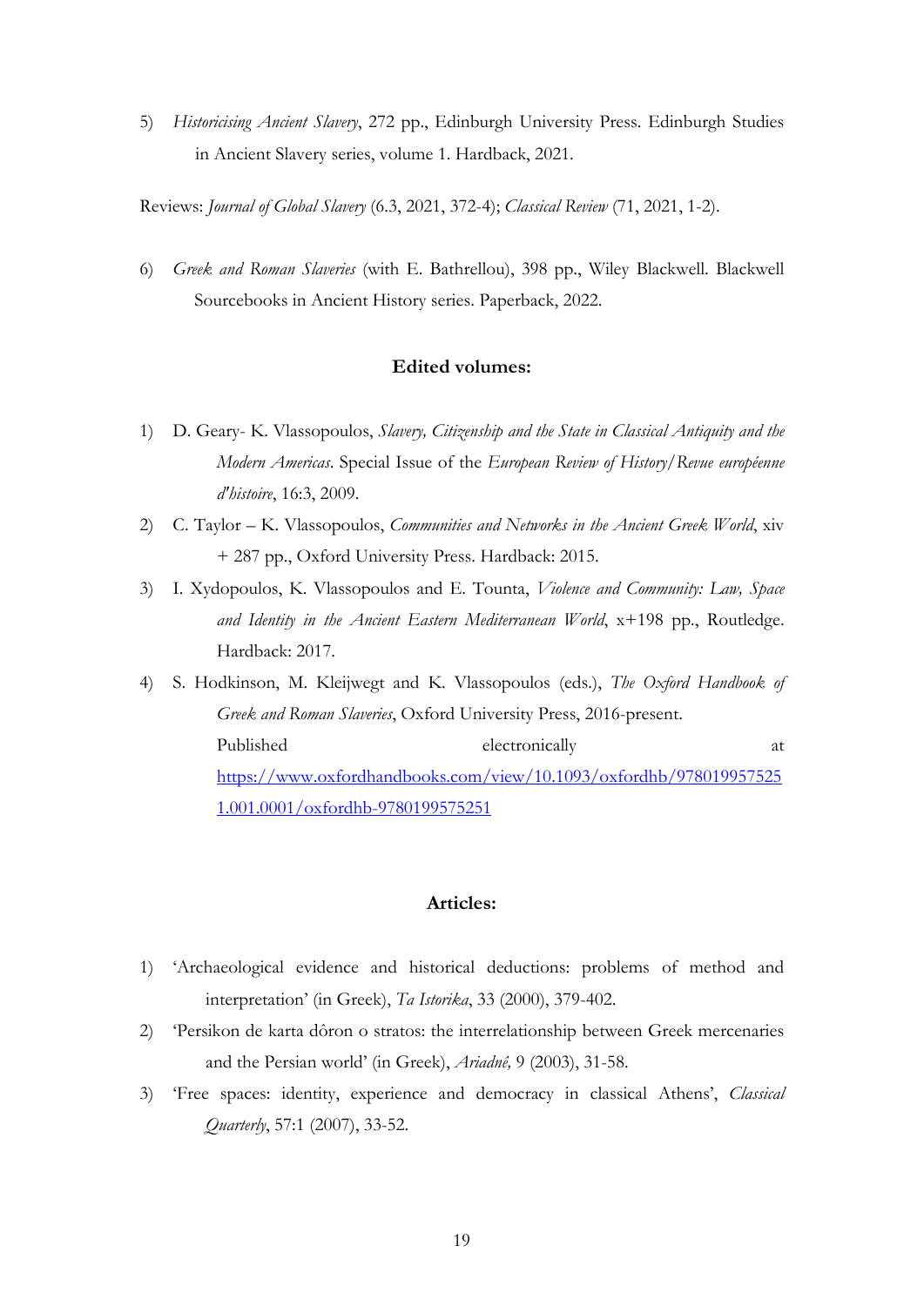5) *Historicising Ancient Slavery*, 272 pp., Edinburgh University Press. Edinburgh Studies in Ancient Slavery series, volume 1. Hardback, 2021.

Reviews: *Journal of Global Slavery* (6.3, 2021, 372-4); *Classical Review* (71, 2021, 1-2).

6) *Greek and Roman Slaveries* (with E. Bathrellou), 398 pp., Wiley Blackwell. Blackwell Sourcebooks in Ancient History series. Paperback, 2022.

**Edited volumes:**

1) D. Geary- K. Vlassopoulos, *Slavery, Citizenship and the State in Classical Antiquity and the Modern Americas*. Special Issue of the *European Review of History/Revue européenne d'histoire*, 16:3, 2009.
2) C. Taylor – K. Vlassopoulos, *Communities and Networks in the Ancient Greek World*, xiv + 287 pp., Oxford University Press. Hardback: 2015.
3) I. Xydopoulos, K. Vlassopoulos and E. Tounta, *Violence and Community: Law, Space and Identity in the Ancient Eastern Mediterranean World*, x+198 pp., Routledge. Hardback: 2017.
4) S. Hodkinson, M. Kleijwegt and K. Vlassopoulos (eds.), *The Oxford Handbook of Greek and Roman Slaveries*, Oxford University Press, 2016-present. Published electronically at https://www.oxfordhandbooks.com/view/10.1093/oxfordhb/9780199575251.001.0001/oxfordhb-9780199575251

**Articles:**

1) 'Archaeological evidence and historical deductions: problems of method and interpretation' (in Greek), *Ta Istorika*, 33 (2000), 379-402.
2) 'Persikon de karta dôron o stratos: the interrelationship between Greek mercenaries and the Persian world' (in Greek), *Ariadnê,* 9 (2003), 31-58.
3) 'Free spaces: identity, experience and democracy in classical Athens', *Classical Quarterly*, 57:1 (2007), 33-52.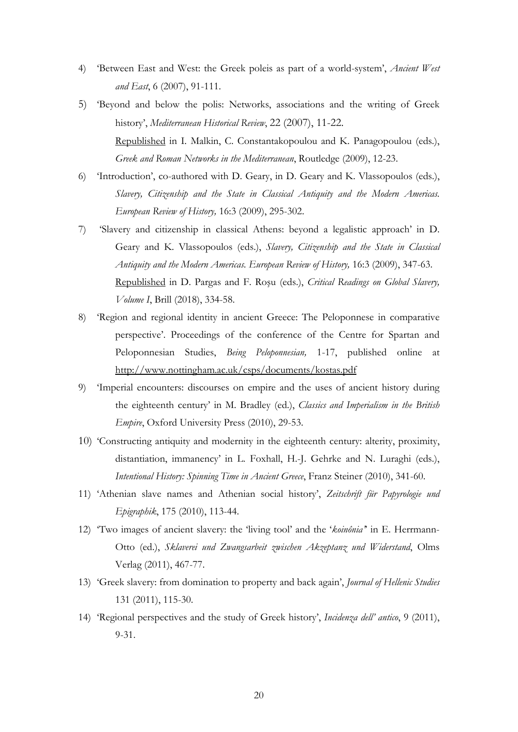4) 'Between East and West: the Greek poleis as part of a world-system', *Ancient West and East*, 6 (2007), 91-111.

5) 'Beyond and below the polis: Networks, associations and the writing of Greek history', *Mediterranean Historical Review*, 22 (2007), 11-22.
   Republished in I. Malkin, C. Constantakopoulou and K. Panagopoulou (eds.), *Greek and Roman Networks in the Mediterranean*, Routledge (2009), 12-23.

6) 'Introduction', co-authored with D. Geary, in D. Geary and K. Vlassopoulos (eds.), *Slavery, Citizenship and the State in Classical Antiquity and the Modern Americas. European Review of History,* 16:3 (2009), 295-302.

7) 'Slavery and citizenship in classical Athens: beyond a legalistic approach' in D. Geary and K. Vlassopoulos (eds.), *Slavery, Citizenship and the State in Classical Antiquity and the Modern Americas. European Review of History,* 16:3 (2009), 347-63.
   Republished in D. Pargas and F. Roșu (eds.), *Critical Readings on Global Slavery, Volume I*, Brill (2018), 334-58.

8) 'Region and regional identity in ancient Greece: The Peloponnese in comparative perspective'. Proceedings of the conference of the Centre for Spartan and Peloponnesian Studies, *Being Peloponnesian,* 1-17, published online at http://www.nottingham.ac.uk/csps/documents/kostas.pdf

9) 'Imperial encounters: discourses on empire and the uses of ancient history during the eighteenth century' in M. Bradley (ed.), *Classics and Imperialism in the British Empire*, Oxford University Press (2010), 29-53.

10) 'Constructing antiquity and modernity in the eighteenth century: alterity, proximity, distantiation, immanency' in L. Foxhall, H.-J. Gehrke and N. Luraghi (eds.), *Intentional History: Spinning Time in Ancient Greece*, Franz Steiner (2010), 341-60.

11) 'Athenian slave names and Athenian social history', *Zeitschrift für Papyrologie und Epigraphik*, 175 (2010), 113-44.

12) 'Two images of ancient slavery: the 'living tool' and the '*koinônia*' in E. Herrmann-Otto (ed.), *Sklaverei und Zwangsarbeit zwischen Akzeptanz und Widerstand*, Olms Verlag (2011), 467-77.

13) 'Greek slavery: from domination to property and back again', *Journal of Hellenic Studies* 131 (2011), 115-30.

14) 'Regional perspectives and the study of Greek history', *Incidenza dell' antico*, 9 (2011), 9-31.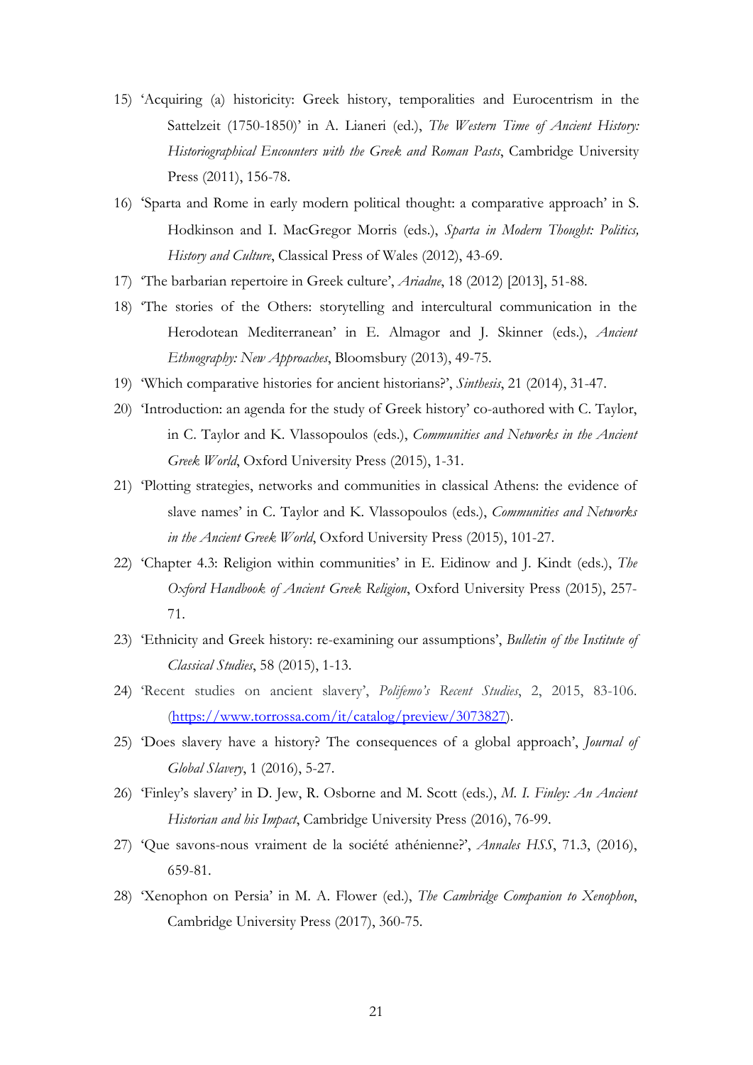15) 'Acquiring (a) historicity: Greek history, temporalities and Eurocentrism in the Sattelzeit (1750-1850)' in A. Lianeri (ed.), *The Western Time of Ancient History: Historiographical Encounters with the Greek and Roman Pasts*, Cambridge University Press (2011), 156-78.
16) 'Sparta and Rome in early modern political thought: a comparative approach' in S. Hodkinson and I. MacGregor Morris (eds.), *Sparta in Modern Thought: Politics, History and Culture*, Classical Press of Wales (2012), 43-69.
17) 'The barbarian repertoire in Greek culture', *Ariadne*, 18 (2012) [2013], 51-88.
18) 'The stories of the Others: storytelling and intercultural communication in the Herodotean Mediterranean' in E. Almagor and J. Skinner (eds.), *Ancient Ethnography: New Approaches*, Bloomsbury (2013), 49-75.
19) 'Which comparative histories for ancient historians?', *Sinthesis*, 21 (2014), 31-47.
20) 'Introduction: an agenda for the study of Greek history' co-authored with C. Taylor, in C. Taylor and K. Vlassopoulos (eds.), *Communities and Networks in the Ancient Greek World*, Oxford University Press (2015), 1-31.
21) 'Plotting strategies, networks and communities in classical Athens: the evidence of slave names' in C. Taylor and K. Vlassopoulos (eds.), *Communities and Networks in the Ancient Greek World*, Oxford University Press (2015), 101-27.
22) 'Chapter 4.3: Religion within communities' in E. Eidinow and J. Kindt (eds.), *The Oxford Handbook of Ancient Greek Religion*, Oxford University Press (2015), 257-71.
23) 'Ethnicity and Greek history: re-examining our assumptions', *Bulletin of the Institute of Classical Studies*, 58 (2015), 1-13.
24) 'Recent studies on ancient slavery', *Polifemo's Recent Studies*, 2, 2015, 83-106. (https://www.torrossa.com/it/catalog/preview/3073827).
25) 'Does slavery have a history? The consequences of a global approach', *Journal of Global Slavery*, 1 (2016), 5-27.
26) 'Finley's slavery' in D. Jew, R. Osborne and M. Scott (eds.), *M. I. Finley: An Ancient Historian and his Impact*, Cambridge University Press (2016), 76-99.
27) 'Que savons-nous vraiment de la société athénienne?', *Annales HSS*, 71.3, (2016), 659-81.
28) 'Xenophon on Persia' in M. A. Flower (ed.), *The Cambridge Companion to Xenophon*, Cambridge University Press (2017), 360-75.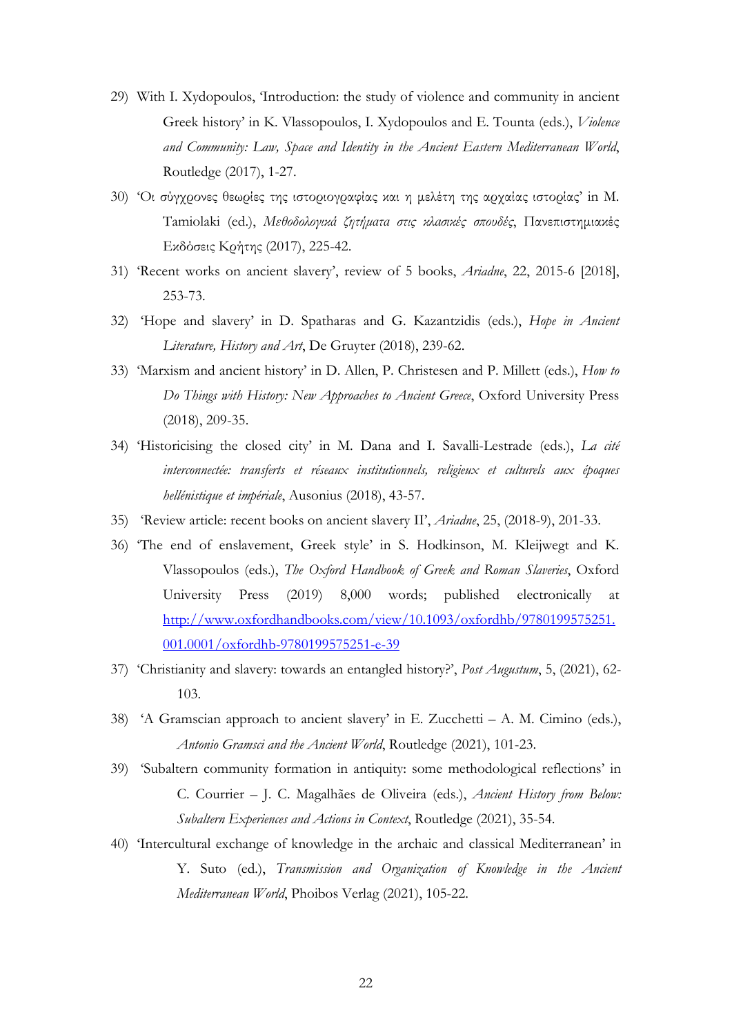29) With I. Xydopoulos, 'Introduction: the study of violence and community in ancient Greek history' in K. Vlassopoulos, I. Xydopoulos and E. Tounta (eds.), *Violence and Community: Law, Space and Identity in the Ancient Eastern Mediterranean World*, Routledge (2017), 1-27.

30) 'Οι σύγχρονες θεωρίες της ιστοριογραφίας και η μελέτη της αρχαίας ιστορίας' in M. Tamiolaki (ed.), *Μεθοδολογικά ζητήματα στις κλασικές σπουδές*, Πανεπιστημιακές Εκδόσεις Κρήτης (2017), 225-42.

31) 'Recent works on ancient slavery', review of 5 books, *Ariadne*, 22, 2015-6 [2018], 253-73.

32) 'Hope and slavery' in D. Spatharas and G. Kazantzidis (eds.), *Hope in Ancient Literature, History and Art*, De Gruyter (2018), 239-62.

33) 'Marxism and ancient history' in D. Allen, P. Christesen and P. Millett (eds.), *How to Do Things with History: New Approaches to Ancient Greece*, Oxford University Press (2018), 209-35.

34) 'Historicising the closed city' in M. Dana and I. Savalli-Lestrade (eds.), *La cité interconnectée: transferts et réseaux institutionnels, religieux et culturels aux époques hellénistique et impériale*, Ausonius (2018), 43-57.

35) 'Review article: recent books on ancient slavery II', *Ariadne*, 25, (2018-9), 201-33.

36) 'The end of enslavement, Greek style' in S. Hodkinson, M. Kleijwegt and K. Vlassopoulos (eds.), *The Oxford Handbook of Greek and Roman Slaveries*, Oxford University Press (2019) 8,000 words; published electronically at http://www.oxfordhandbooks.com/view/10.1093/oxfordhb/9780199575251.001.0001/oxfordhb-9780199575251-e-39

37) 'Christianity and slavery: towards an entangled history?', *Post Augustum*, 5, (2021), 62-103.

38) 'A Gramscian approach to ancient slavery' in E. Zucchetti – A. M. Cimino (eds.), *Antonio Gramsci and the Ancient World*, Routledge (2021), 101-23.

39) 'Subaltern community formation in antiquity: some methodological reflections' in C. Courrier – J. C. Magalhães de Oliveira (eds.), *Ancient History from Below: Subaltern Experiences and Actions in Context*, Routledge (2021), 35-54.

40) 'Intercultural exchange of knowledge in the archaic and classical Mediterranean' in Y. Suto (ed.), *Transmission and Organization of Knowledge in the Ancient Mediterranean World*, Phoibos Verlag (2021), 105-22.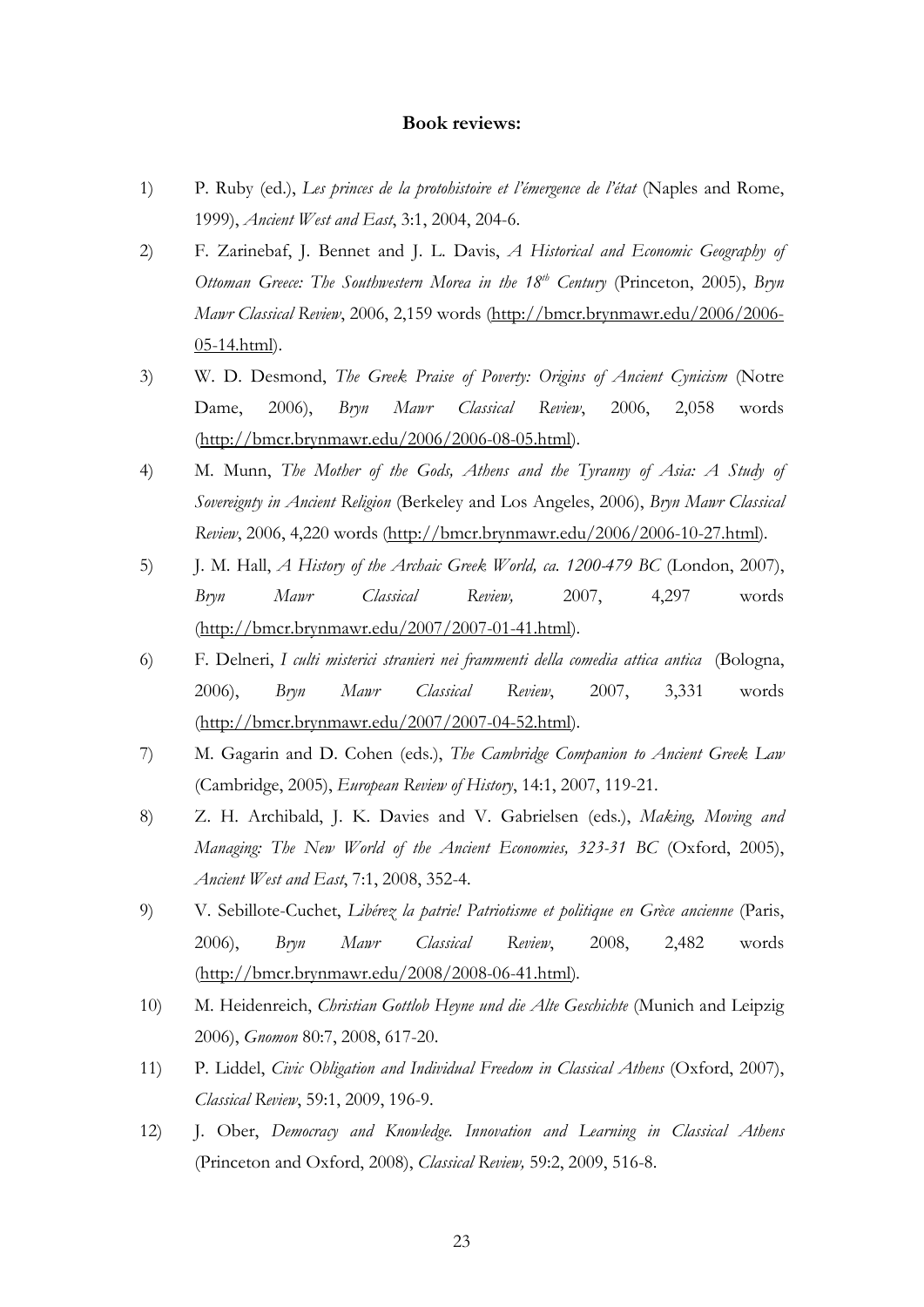**Book reviews:**

1) P. Ruby (ed.), *Les princes de la protohistoire et l'émergence de l'état* (Naples and Rome, 1999), *Ancient West and East*, 3:1, 2004, 204-6.

2) F. Zarinebaf, J. Bennet and J. L. Davis, *A Historical and Economic Geography of Ottoman Greece: The Southwestern Morea in the 18th Century* (Princeton, 2005), *Bryn Mawr Classical Review*, 2006, 2,159 words (http://bmcr.brynmawr.edu/2006/2006-05-14.html).

3) W. D. Desmond, *The Greek Praise of Poverty: Origins of Ancient Cynicism* (Notre Dame, 2006), *Bryn Mawr Classical Review*, 2006, 2,058 words (http://bmcr.brynmawr.edu/2006/2006-08-05.html).

4) M. Munn, *The Mother of the Gods, Athens and the Tyranny of Asia: A Study of Sovereignty in Ancient Religion* (Berkeley and Los Angeles, 2006), *Bryn Mawr Classical Review*, 2006, 4,220 words (http://bmcr.brynmawr.edu/2006/2006-10-27.html).

5) J. M. Hall, *A History of the Archaic Greek World, ca. 1200-479 BC* (London, 2007), *Bryn Mawr Classical Review,* 2007, 4,297 words (http://bmcr.brynmawr.edu/2007/2007-01-41.html).

6) F. Delneri, *I culti misterici stranieri nei frammenti della comedia attica antica* (Bologna, 2006), *Bryn Mawr Classical Review*, 2007, 3,331 words (http://bmcr.brynmawr.edu/2007/2007-04-52.html).

7) M. Gagarin and D. Cohen (eds.), *The Cambridge Companion to Ancient Greek Law* (Cambridge, 2005), *European Review of History*, 14:1, 2007, 119-21.

8) Z. H. Archibald, J. K. Davies and V. Gabrielsen (eds.), *Making, Moving and Managing: The New World of the Ancient Economies, 323-31 BC* (Oxford, 2005), *Ancient West and East*, 7:1, 2008, 352-4.

9) V. Sebillote-Cuchet, *Libérez la patrie! Patriotisme et politique en Grèce ancienne* (Paris, 2006), *Bryn Mawr Classical Review*, 2008, 2,482 words (http://bmcr.brynmawr.edu/2008/2008-06-41.html).

10) M. Heidenreich, *Christian Gottlob Heyne und die Alte Geschichte* (Munich and Leipzig 2006), *Gnomon* 80:7, 2008, 617-20.

11) P. Liddel, *Civic Obligation and Individual Freedom in Classical Athens* (Oxford, 2007), *Classical Review*, 59:1, 2009, 196-9.

12) J. Ober, *Democracy and Knowledge. Innovation and Learning in Classical Athens* (Princeton and Oxford, 2008), *Classical Review,* 59:2, 2009, 516-8.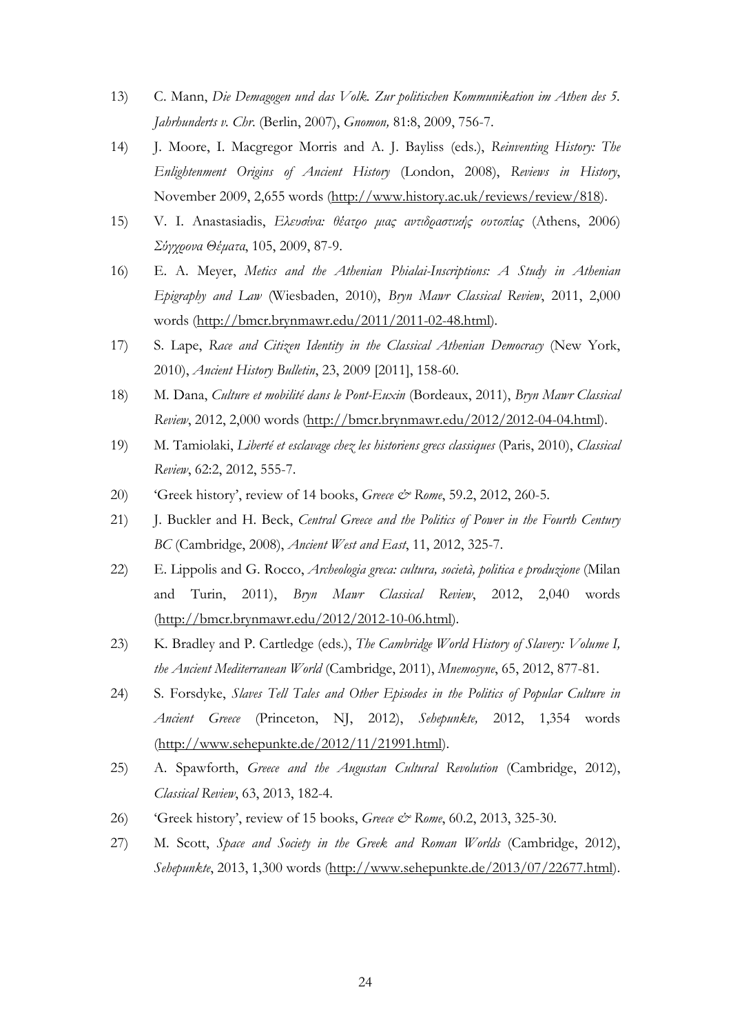13) C. Mann, *Die Demagogen und das Volk. Zur politischen Kommunikation im Athen des 5. Jahrhunderts v. Chr.* (Berlin, 2007), *Gnomon,* 81:8, 2009, 756-7.

14) J. Moore, I. Macgregor Morris and A. J. Bayliss (eds.), *Reinventing History: The Enlightenment Origins of Ancient History* (London, 2008), *Reviews in History*, November 2009, 2,655 words (http://www.history.ac.uk/reviews/review/818).

15) V. I. Anastasiadis, *Ελευσίνα: θέατρο μιας αντιδραστικής ουτοπίας* (Athens, 2006) *Σύγχρονα Θέματα*, 105, 2009, 87-9.

16) E. A. Meyer, *Metics and the Athenian Phialai-Inscriptions: A Study in Athenian Epigraphy and Law* (Wiesbaden, 2010), *Bryn Mawr Classical Review*, 2011, 2,000 words (http://bmcr.brynmawr.edu/2011/2011-02-48.html).

17) S. Lape, *Race and Citizen Identity in the Classical Athenian Democracy* (New York, 2010), *Ancient History Bulletin*, 23, 2009 [2011], 158-60.

18) M. Dana, *Culture et mobilité dans le Pont-Euxin* (Bordeaux, 2011), *Bryn Mawr Classical Review*, 2012, 2,000 words (http://bmcr.brynmawr.edu/2012/2012-04-04.html).

19) M. Tamiolaki, *Liberté et esclavage chez les historiens grecs classiques* (Paris, 2010), *Classical Review*, 62:2, 2012, 555-7.

20) 'Greek history', review of 14 books, *Greece & Rome*, 59.2, 2012, 260-5.

21) J. Buckler and H. Beck, *Central Greece and the Politics of Power in the Fourth Century BC* (Cambridge, 2008), *Ancient West and East*, 11, 2012, 325-7.

22) E. Lippolis and G. Rocco, *Archeologia greca: cultura, società, politica e produzione* (Milan and Turin, 2011), *Bryn Mawr Classical Review*, 2012, 2,040 words (http://bmcr.brynmawr.edu/2012/2012-10-06.html).

23) K. Bradley and P. Cartledge (eds.), *The Cambridge World History of Slavery: Volume I, the Ancient Mediterranean World* (Cambridge, 2011), *Mnemosyne*, 65, 2012, 877-81.

24) S. Forsdyke, *Slaves Tell Tales and Other Episodes in the Politics of Popular Culture in Ancient Greece* (Princeton, NJ, 2012), *Sehepunkte,* 2012, 1,354 words (http://www.sehepunkte.de/2012/11/21991.html).

25) A. Spawforth, *Greece and the Augustan Cultural Revolution* (Cambridge, 2012), *Classical Review*, 63, 2013, 182-4.

26) 'Greek history', review of 15 books, *Greece & Rome*, 60.2, 2013, 325-30.

27) M. Scott, *Space and Society in the Greek and Roman Worlds* (Cambridge, 2012), *Sehepunkte*, 2013, 1,300 words (http://www.sehepunkte.de/2013/07/22677.html).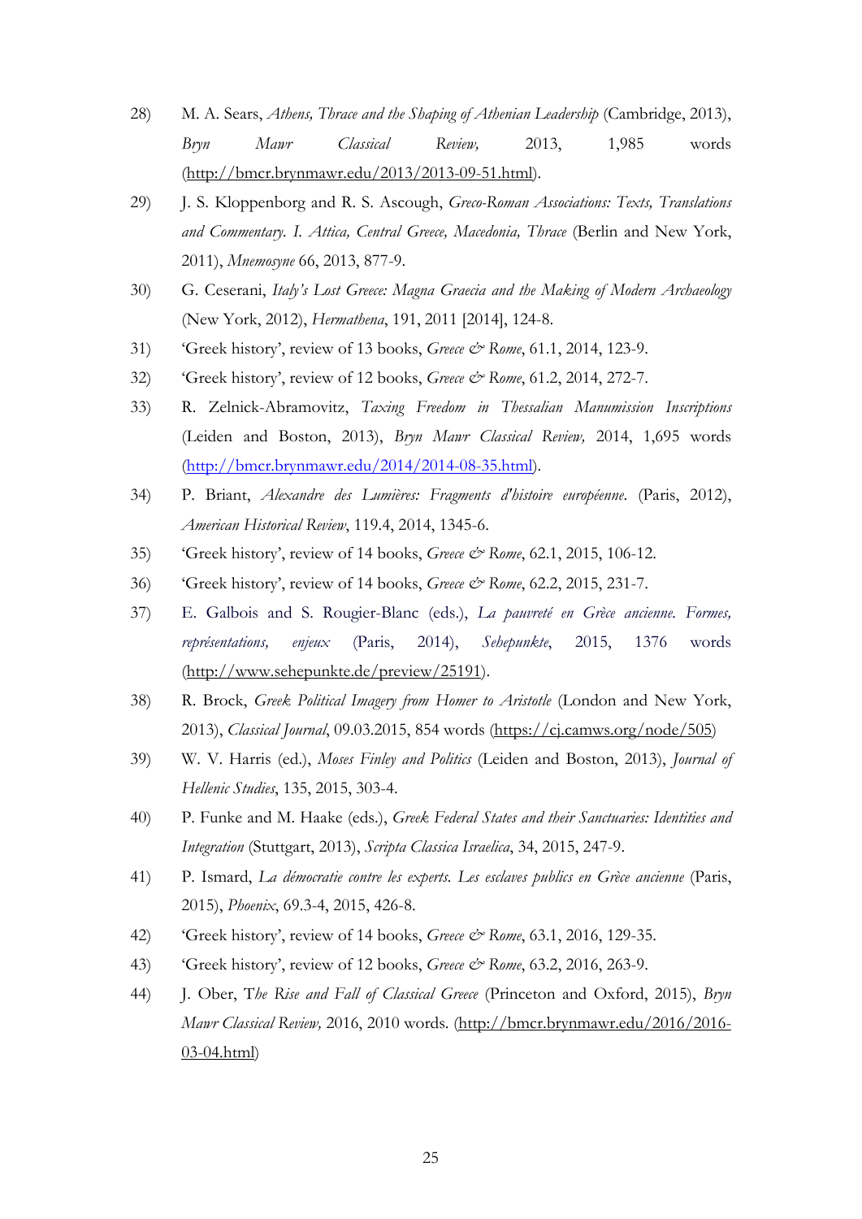28) M. A. Sears, *Athens, Thrace and the Shaping of Athenian Leadership* (Cambridge, 2013), *Bryn Mawr Classical Review,* 2013, 1,985 words (http://bmcr.brynmawr.edu/2013/2013-09-51.html).

29) J. S. Kloppenborg and R. S. Ascough, *Greco-Roman Associations: Texts, Translations and Commentary. I. Attica, Central Greece, Macedonia, Thrace* (Berlin and New York, 2011), *Mnemosyne* 66, 2013, 877-9.

30) G. Ceserani, *Italy's Lost Greece: Magna Graecia and the Making of Modern Archaeology* (New York, 2012), *Hermathena*, 191, 2011 [2014], 124-8.

31) 'Greek history', review of 13 books, *Greece & Rome*, 61.1, 2014, 123-9.

32) 'Greek history', review of 12 books, *Greece & Rome*, 61.2, 2014, 272-7.

33) R. Zelnick-Abramovitz, *Taxing Freedom in Thessalian Manumission Inscriptions* (Leiden and Boston, 2013), *Bryn Mawr Classical Review,* 2014, 1,695 words (http://bmcr.brynmawr.edu/2014/2014-08-35.html).

34) P. Briant, *Alexandre des Lumières: Fragments d'histoire européenne*. (Paris, 2012), *American Historical Review*, 119.4, 2014, 1345-6.

35) 'Greek history', review of 14 books, *Greece & Rome*, 62.1, 2015, 106-12.

36) 'Greek history', review of 14 books, *Greece & Rome*, 62.2, 2015, 231-7.

37) E. Galbois and S. Rougier-Blanc (eds.), *La pauvreté en Grèce ancienne. Formes, représentations, enjeux* (Paris, 2014), *Sehepunkte*, 2015, 1376 words (http://www.sehepunkte.de/preview/25191).

38) R. Brock, *Greek Political Imagery from Homer to Aristotle* (London and New York, 2013), *Classical Journal*, 09.03.2015, 854 words (https://cj.camws.org/node/505)

39) W. V. Harris (ed.), *Moses Finley and Politics* (Leiden and Boston, 2013), *Journal of Hellenic Studies*, 135, 2015, 303-4.

40) P. Funke and M. Haake (eds.), *Greek Federal States and their Sanctuaries: Identities and Integration* (Stuttgart, 2013), *Scripta Classica Israelica*, 34, 2015, 247-9.

41) P. Ismard, *La démocratie contre les experts. Les esclaves publics en Grèce ancienne* (Paris, 2015), *Phoenix*, 69.3-4, 2015, 426-8.

42) 'Greek history', review of 14 books, *Greece & Rome*, 63.1, 2016, 129-35.

43) 'Greek history', review of 12 books, *Greece & Rome*, 63.2, 2016, 263-9.

44) J. Ober, T*he Rise and Fall of Classical Greece* (Princeton and Oxford, 2015), *Bryn Mawr Classical Review,* 2016, 2010 words. (http://bmcr.brynmawr.edu/2016/2016-03-04.html)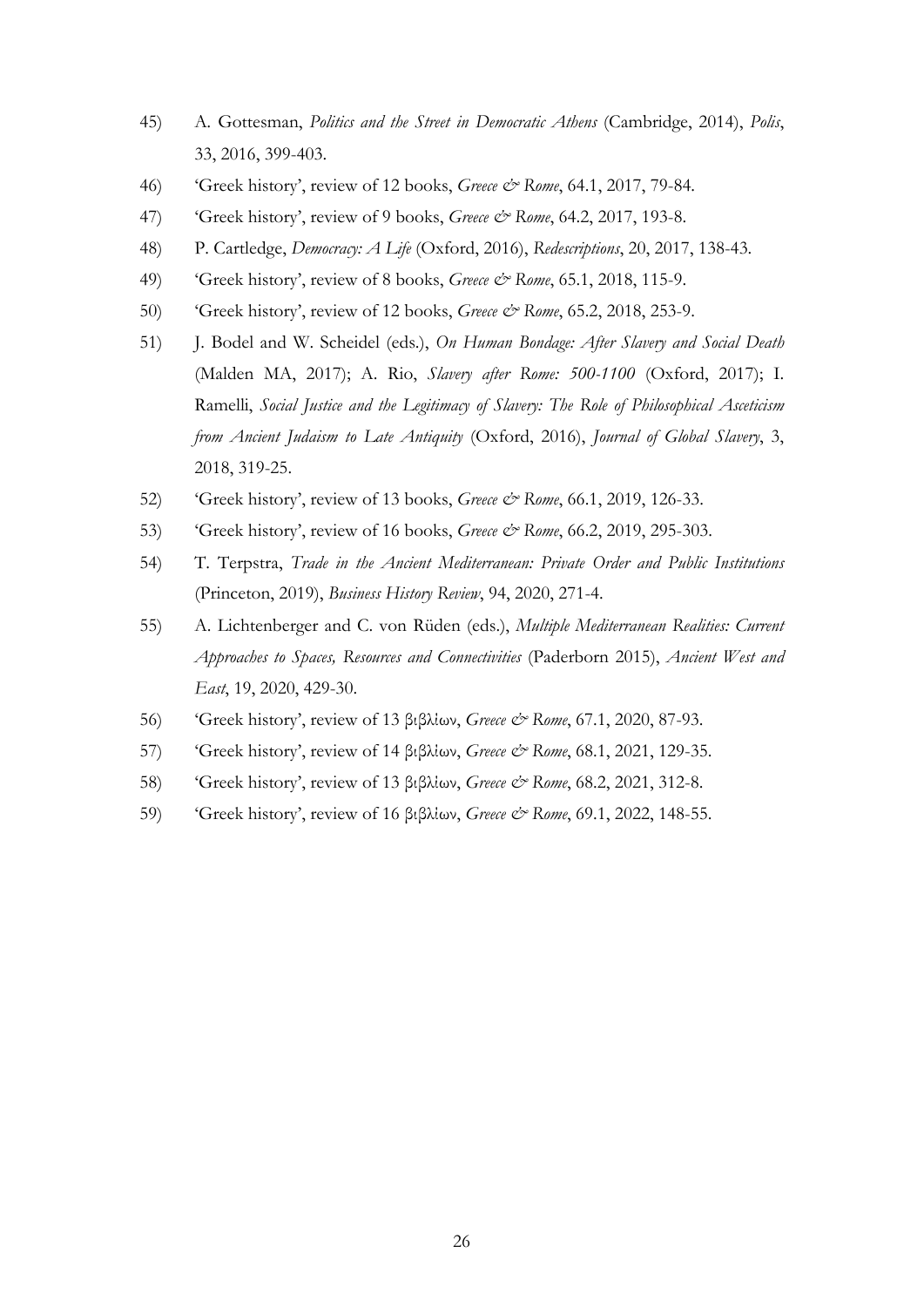45) A. Gottesman, *Politics and the Street in Democratic Athens* (Cambridge, 2014), *Polis*, 33, 2016, 399-403.

46) 'Greek history', review of 12 books, *Greece & Rome*, 64.1, 2017, 79-84.

47) 'Greek history', review of 9 books, *Greece & Rome*, 64.2, 2017, 193-8.

48) P. Cartledge, *Democracy: A Life* (Oxford, 2016), *Redescriptions*, 20, 2017, 138-43.

49) 'Greek history', review of 8 books, *Greece & Rome*, 65.1, 2018, 115-9.

50) 'Greek history', review of 12 books, *Greece & Rome*, 65.2, 2018, 253-9.

51) J. Bodel and W. Scheidel (eds.), *On Human Bondage: After Slavery and Social Death* (Malden MA, 2017); A. Rio, *Slavery after Rome: 500-1100* (Oxford, 2017); I. Ramelli, *Social Justice and the Legitimacy of Slavery: The Role of Philosophical Asceticism from Ancient Judaism to Late Antiquity* (Oxford, 2016), *Journal of Global Slavery*, 3, 2018, 319-25.

52) 'Greek history', review of 13 books, *Greece & Rome*, 66.1, 2019, 126-33.

53) 'Greek history', review of 16 books, *Greece & Rome*, 66.2, 2019, 295-303.

54) T. Terpstra, *Trade in the Ancient Mediterranean: Private Order and Public Institutions* (Princeton, 2019), *Business History Review*, 94, 2020, 271-4.

55) A. Lichtenberger and C. von Rüden (eds.), *Multiple Mediterranean Realities: Current Approaches to Spaces, Resources and Connectivities* (Paderborn 2015), *Ancient West and East*, 19, 2020, 429-30.

56) 'Greek history', review of 13 βιβλίων, *Greece & Rome*, 67.1, 2020, 87-93.

57) 'Greek history', review of 14 βιβλίων, *Greece & Rome*, 68.1, 2021, 129-35.

58) 'Greek history', review of 13 βιβλίων, *Greece & Rome*, 68.2, 2021, 312-8.

59) 'Greek history', review of 16 βιβλίων, *Greece & Rome*, 69.1, 2022, 148-55.